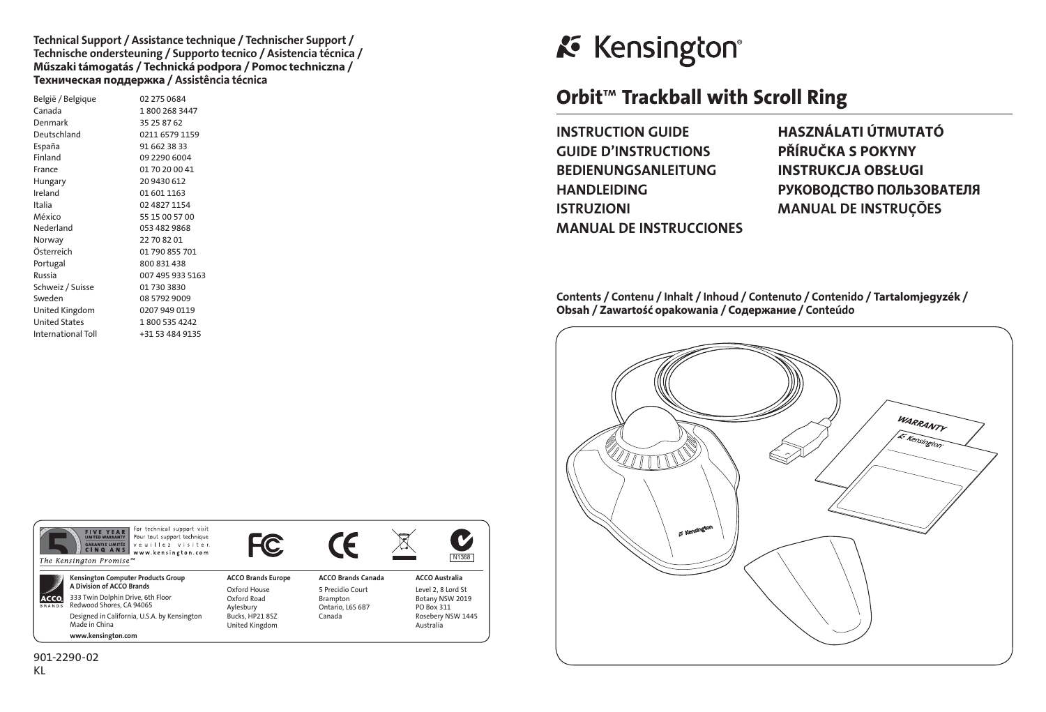**Technical Support / Assistance technique / Technischer Support / Technische ondersteuning / Supporto tecnico / Asistencia técnica / Műszaki támogatás / Technická podpora / Pomoc techniczna / Техническая поддержка / Assistência técnica**

| | |
|---|---|
| België / Belgique | 02 275 0684 |
| Canada | 1 800 268 3447 |
| Denmark | 35 25 87 62 |
| Deutschland | 0211 6579 1159 |
| España | 91 662 38 33 |
| Finland | 09 2290 6004 |
| France | 01 70 20 00 41 |
| Hungary | 20 9430 612 |
| Ireland | 01 601 1163 |
| Italia | 02 4827 1154 |
| México | 55 15 00 57 00 |
| Nederland | 053 482 9868 |
| Norway | 22 70 82 01 |
| Österreich | 01 790 855 701 |
| Portugal | 800 831 438 |
| Russia | 007 495 933 5163 |
| Schweiz / Suisse | 01 730 3830 |
| Sweden | 08 5792 9009 |
| United Kingdom | 0207 949 0119 |
| United States | 1 800 535 4242 |
| International Toll | +31 53 484 9135 |

FIVE YEAR LIMITED WARRANTY / GARANTIE LIMITÉE CINQ ANS

For technical support visit / Pour tout support technique veuillez visiter www.kensington.com

*The Kensington Promise™*

N1368

**Kensington Computer Products Group**
**A Division of ACCO Brands**
333 Twin Dolphin Drive, 6th Floor
Redwood Shores, CA 94065
Designed in California, U.S.A. by Kensington
Made in China
**www.kensington.com**

**ACCO Brands Europe**
Oxford House
Oxford Road
Aylesbury
Bucks, HP21 8SZ
United Kingdom

**ACCO Brands Canada**
5 Precidio Court
Brampton
Ontario, L6S 6B7
Canada

**ACCO Australia**
Level 2, 8 Lord St
Botany NSW 2019
PO Box 311
Rosebery NSW 1445
Australia

901-2290-02
KL

Kensington®

# Orbit™ Trackball with Scroll Ring

**INSTRUCTION GUIDE**
**GUIDE D'INSTRUCTIONS**
**BEDIENUNGSANLEITUNG**
**HANDLEIDING**
**ISTRUZIONI**
**MANUAL DE INSTRUCCIONES**
**HASZNÁLATI ÚTMUTATÓ**
**PŘÍRUČKA S POKYNY**
**INSTRUKCJA OBSŁUGI**
**РУКОВОДСТВО ПОЛЬЗОВАТЕЛЯ**
**MANUAL DE INSTRUÇÕES**

**Contents / Contenu / Inhalt / Inhoud / Contenuto / Contenido / Tartalomjegyzék / Obsah / Zawartość opakowania / Содержание / Conteúdo**

WARRANTY
Kensington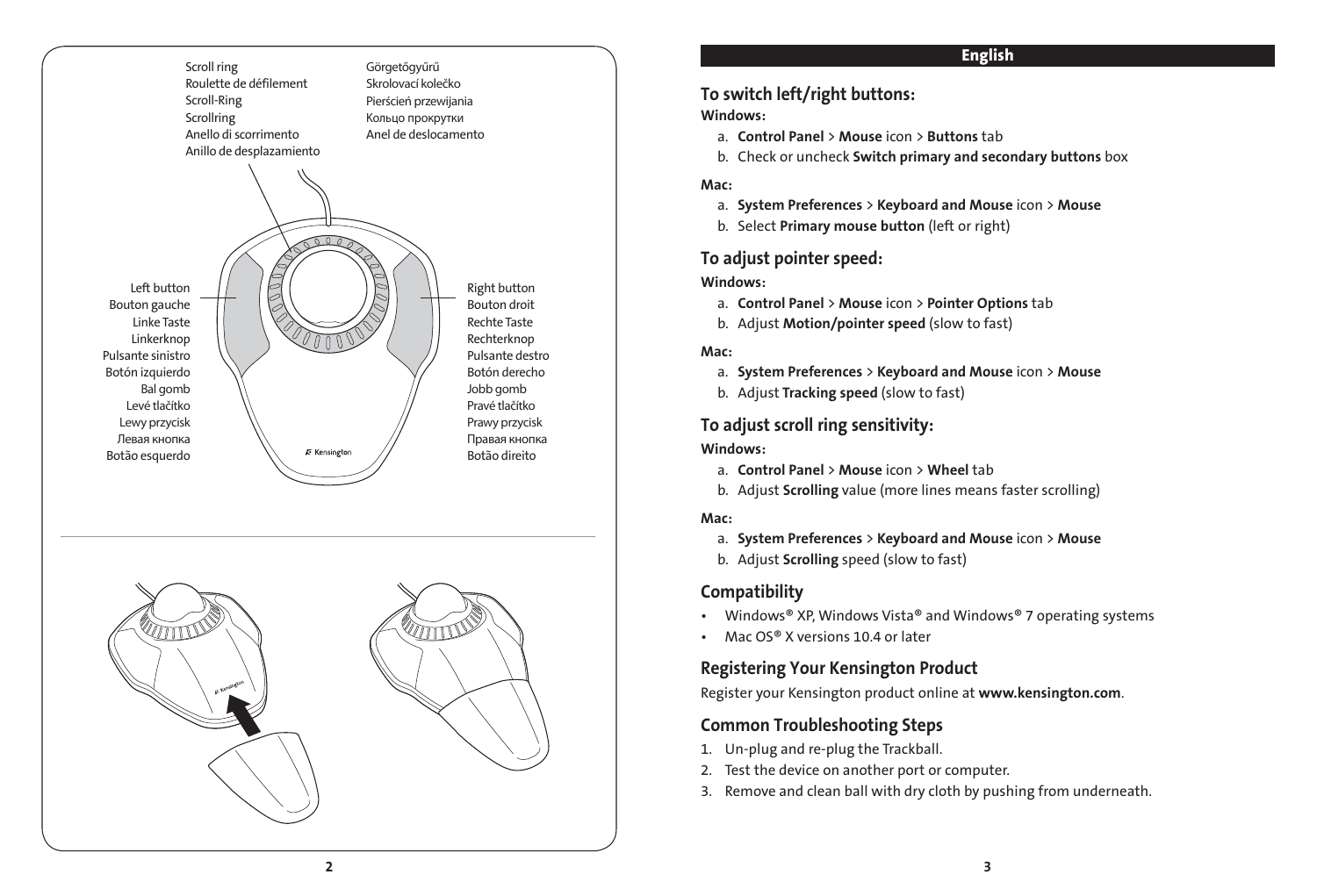Scroll ring
Roulette de défilement
Scroll-Ring
Scrollring
Anello di scorrimento
Anillo de desplazamiento

Görgetőgyűrű
Skrolovací kolečko
Pierścień przewijania
Кольцо прокрутки
Anel de deslocamento

Left button
Bouton gauche
Linke Taste
Linkerknop
Pulsante sinistro
Botón izquierdo
Bal gomb
Levé tlačítko
Lewy przycisk
Левая кнопка
Botão esquerdo

Right button
Bouton droit
Rechte Taste
Rechterknop
Pulsante destro
Botón derecho
Jobb gomb
Pravé tlačítko
Prawy przycisk
Правая кнопка
Botão direito

## English

### To switch left/right buttons:

**Windows:**

a. **Control Panel** > **Mouse** icon > **Buttons** tab
b. Check or uncheck **Switch primary and secondary buttons** box

**Mac:**

a. **System Preferences** > **Keyboard and Mouse** icon > **Mouse**
b. Select **Primary mouse button** (left or right)

### To adjust pointer speed:

**Windows:**

a. **Control Panel** > **Mouse** icon > **Pointer Options** tab
b. Adjust **Motion/pointer speed** (slow to fast)

**Mac:**

a. **System Preferences** > **Keyboard and Mouse** icon > **Mouse**
b. Adjust **Tracking speed** (slow to fast)

### To adjust scroll ring sensitivity:

**Windows:**

a. **Control Panel** > **Mouse** icon > **Wheel** tab
b. Adjust **Scrolling** value (more lines means faster scrolling)

**Mac:**

a. **System Preferences** > **Keyboard and Mouse** icon > **Mouse**
b. Adjust **Scrolling** speed (slow to fast)

### Compatibility

- Windows® XP, Windows Vista® and Windows® 7 operating systems
- Mac OS® X versions 10.4 or later

### Registering Your Kensington Product

Register your Kensington product online at **www.kensington.com**.

### Common Troubleshooting Steps

1. Un-plug and re-plug the Trackball.
2. Test the device on another port or computer.
3. Remove and clean ball with dry cloth by pushing from underneath.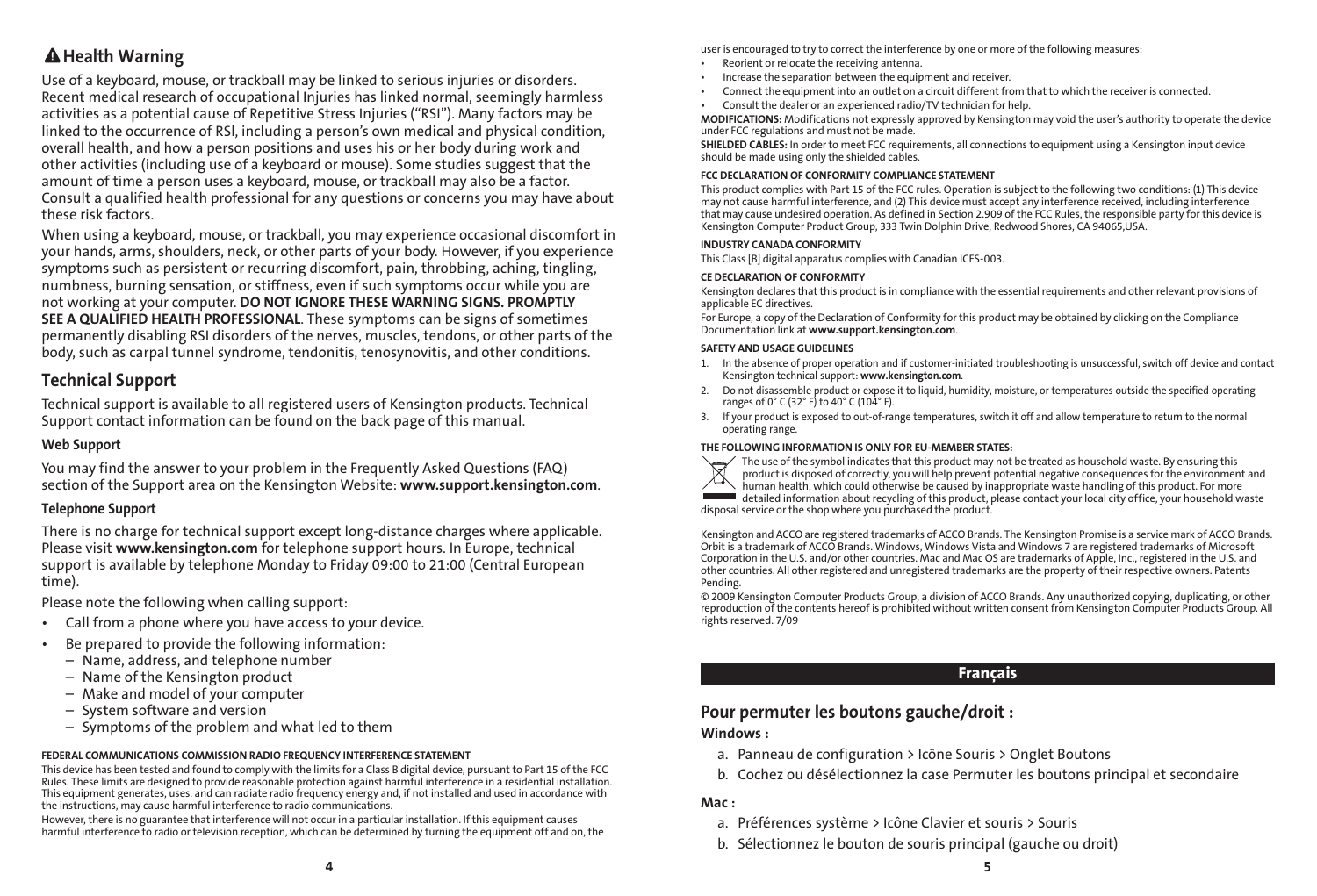## ⚠ Health Warning

Use of a keyboard, mouse, or trackball may be linked to serious injuries or disorders. Recent medical research of occupational Injuries has linked normal, seemingly harmless activities as a potential cause of Repetitive Stress Injuries ("RSI"). Many factors may be linked to the occurrence of RSI, including a person's own medical and physical condition, overall health, and how a person positions and uses his or her body during work and other activities (including use of a keyboard or mouse). Some studies suggest that the amount of time a person uses a keyboard, mouse, or trackball may also be a factor. Consult a qualified health professional for any questions or concerns you may have about these risk factors.

When using a keyboard, mouse, or trackball, you may experience occasional discomfort in your hands, arms, shoulders, neck, or other parts of your body. However, if you experience symptoms such as persistent or recurring discomfort, pain, throbbing, aching, tingling, numbness, burning sensation, or stiffness, even if such symptoms occur while you are not working at your computer. **DO NOT IGNORE THESE WARNING SIGNS. PROMPTLY SEE A QUALIFIED HEALTH PROFESSIONAL**. These symptoms can be signs of sometimes permanently disabling RSI disorders of the nerves, muscles, tendons, or other parts of the body, such as carpal tunnel syndrome, tendonitis, tenosynovitis, and other conditions.

## Technical Support

Technical support is available to all registered users of Kensington products. Technical Support contact information can be found on the back page of this manual.

### Web Support

You may find the answer to your problem in the Frequently Asked Questions (FAQ) section of the Support area on the Kensington Website: **www.support.kensington.com**.

### Telephone Support

There is no charge for technical support except long-distance charges where applicable. Please visit **www.kensington.com** for telephone support hours. In Europe, technical support is available by telephone Monday to Friday 09:00 to 21:00 (Central European time).

Please note the following when calling support:

- Call from a phone where you have access to your device.
- Be prepared to provide the following information:
  - Name, address, and telephone number
  - Name of the Kensington product
  - Make and model of your computer
  - System software and version
  - Symptoms of the problem and what led to them

**FEDERAL COMMUNICATIONS COMMISSION RADIO FREQUENCY INTERFERENCE STATEMENT**

This device has been tested and found to comply with the limits for a Class B digital device, pursuant to Part 15 of the FCC Rules. These limits are designed to provide reasonable protection against harmful interference in a residential installation. This equipment generates, uses. and can radiate radio frequency energy and, if not installed and used in accordance with the instructions, may cause harmful interference to radio communications.

However, there is no guarantee that interference will not occur in a particular installation. If this equipment causes harmful interference to radio or television reception, which can be determined by turning the equipment off and on, the user is encouraged to try to correct the interference by one or more of the following measures:

- Reorient or relocate the receiving antenna.
- Increase the separation between the equipment and receiver.
- Connect the equipment into an outlet on a circuit different from that to which the receiver is connected.
- Consult the dealer or an experienced radio/TV technician for help.

**MODIFICATIONS:** Modifications not expressly approved by Kensington may void the user's authority to operate the device under FCC regulations and must not be made.

**SHIELDED CABLES:** In order to meet FCC requirements, all connections to equipment using a Kensington input device should be made using only the shielded cables.

**FCC DECLARATION OF CONFORMITY COMPLIANCE STATEMENT**

This product complies with Part 15 of the FCC rules. Operation is subject to the following two conditions: (1) This device may not cause harmful interference, and (2) This device must accept any interference received, including interference that may cause undesired operation. As defined in Section 2.909 of the FCC Rules, the responsible party for this device is Kensington Computer Product Group, 333 Twin Dolphin Drive, Redwood Shores, CA 94065,USA.

**INDUSTRY CANADA CONFORMITY**

This Class [B] digital apparatus complies with Canadian ICES-003.

**CE DECLARATION OF CONFORMITY**

Kensington declares that this product is in compliance with the essential requirements and other relevant provisions of applicable EC directives.

For Europe, a copy of the Declaration of Conformity for this product may be obtained by clicking on the Compliance Documentation link at **www.support.kensington.com**.

**SAFETY AND USAGE GUIDELINES**

1. In the absence of proper operation and if customer-initiated troubleshooting is unsuccessful, switch off device and contact Kensington technical support: **www.kensington.com**.
2. Do not disassemble product or expose it to liquid, humidity, moisture, or temperatures outside the specified operating ranges of 0° C (32° F) to 40° C (104° F).
3. If your product is exposed to out-of-range temperatures, switch it off and allow temperature to return to the normal operating range.

**THE FOLLOWING INFORMATION IS ONLY FOR EU-MEMBER STATES:**

The use of the symbol indicates that this product may not be treated as household waste. By ensuring this product is disposed of correctly, you will help prevent potential negative consequences for the environment and human health, which could otherwise be caused by inappropriate waste handling of this product. For more detailed information about recycling of this product, please contact your local city office, your household waste disposal service or the shop where you purchased the product.

Kensington and ACCO are registered trademarks of ACCO Brands. The Kensington Promise is a service mark of ACCO Brands. Orbit is a trademark of ACCO Brands. Windows, Windows Vista and Windows 7 are registered trademarks of Microsoft Corporation in the U.S. and/or other countries. Mac and Mac OS are trademarks of Apple, Inc., registered in the U.S. and other countries. All other registered and unregistered trademarks are the property of their respective owners. Patents Pending.

© 2009 Kensington Computer Products Group, a division of ACCO Brands. Any unauthorized copying, duplicating, or other reproduction of the contents hereof is prohibited without written consent from Kensington Computer Products Group. All rights reserved. 7/09

# Français

## Pour permuter les boutons gauche/droit :

**Windows :**

a. Panneau de configuration > Icône Souris > Onglet Boutons
b. Cochez ou désélectionnez la case Permuter les boutons principal et secondaire

**Mac :**

a. Préférences système > Icône Clavier et souris > Souris
b. Sélectionnez le bouton de souris principal (gauche ou droit)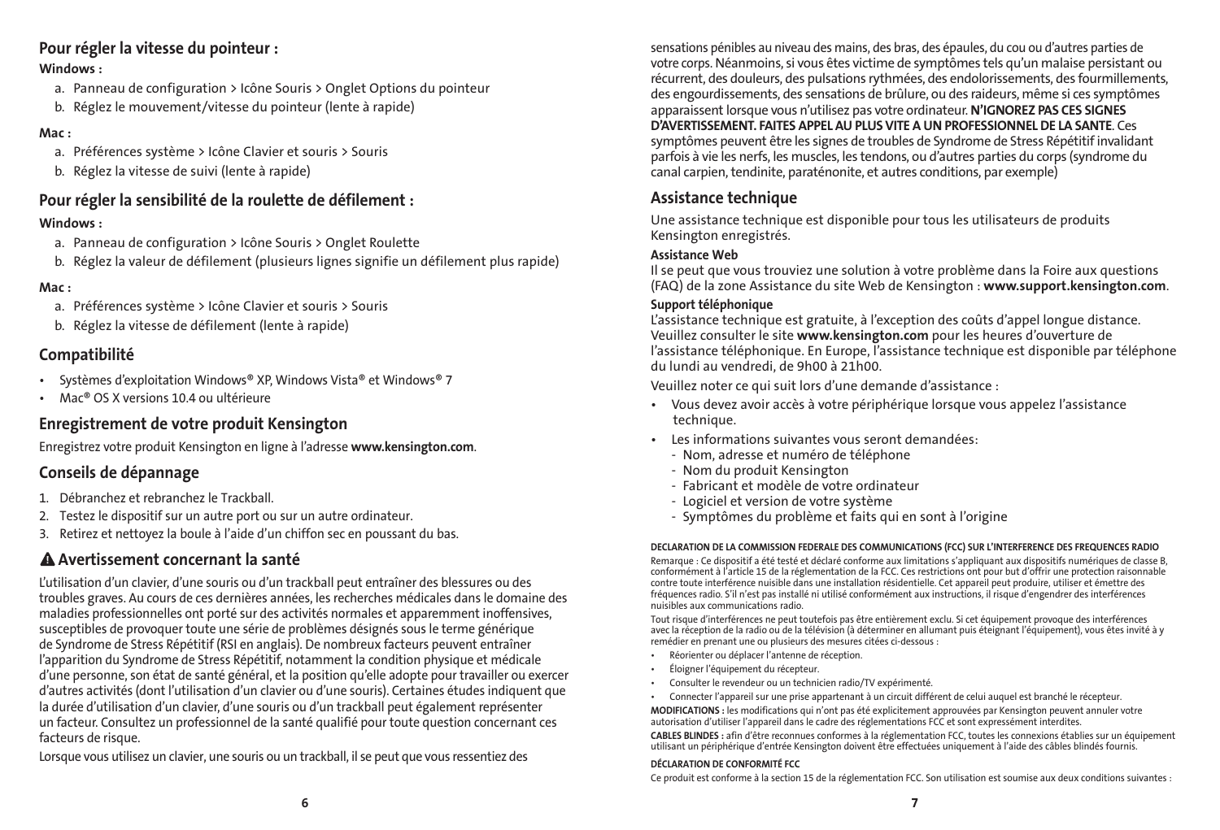## Pour régler la vitesse du pointeur :

**Windows :**

a. Panneau de configuration > Icône Souris > Onglet Options du pointeur
b. Réglez le mouvement/vitesse du pointeur (lente à rapide)

**Mac :**

a. Préférences système > Icône Clavier et souris > Souris
b. Réglez la vitesse de suivi (lente à rapide)

## Pour régler la sensibilité de la roulette de défilement :

**Windows :**

a. Panneau de configuration > Icône Souris > Onglet Roulette
b. Réglez la valeur de défilement (plusieurs lignes signifie un défilement plus rapide)

**Mac :**

a. Préférences système > Icône Clavier et souris > Souris
b. Réglez la vitesse de défilement (lente à rapide)

## Compatibilité

- Systèmes d'exploitation Windows® XP, Windows Vista® et Windows® 7
- Mac® OS X versions 10.4 ou ultérieure

## Enregistrement de votre produit Kensington

Enregistrez votre produit Kensington en ligne à l'adresse **www.kensington.com**.

## Conseils de dépannage

1. Débranchez et rebranchez le Trackball.
2. Testez le dispositif sur un autre port ou sur un autre ordinateur.
3. Retirez et nettoyez la boule à l'aide d'un chiffon sec en poussant du bas.

## ⚠ Avertissement concernant la santé

L'utilisation d'un clavier, d'une souris ou d'un trackball peut entraîner des blessures ou des troubles graves. Au cours de ces dernières années, les recherches médicales dans le domaine des maladies professionnelles ont porté sur des activités normales et apparemment inoffensives, susceptibles de provoquer toute une série de problèmes désignés sous le terme générique de Syndrome de Stress Répétitif (RSI en anglais). De nombreux facteurs peuvent entraîner l'apparition du Syndrome de Stress Répétitif, notamment la condition physique et médicale d'une personne, son état de santé général, et la position qu'elle adopte pour travailler ou exercer d'autres activités (dont l'utilisation d'un clavier ou d'une souris). Certaines études indiquent que la durée d'utilisation d'un clavier, d'une souris ou d'un trackball peut également représenter un facteur. Consultez un professionnel de la santé qualifié pour toute question concernant ces facteurs de risque.

Lorsque vous utilisez un clavier, une souris ou un trackball, il se peut que vous ressentiez des sensations pénibles au niveau des mains, des bras, des épaules, du cou ou d'autres parties de votre corps. Néanmoins, si vous êtes victime de symptômes tels qu'un malaise persistant ou récurrent, des douleurs, des pulsations rythmées, des endolorissements, des fourmillements, des engourdissements, des sensations de brûlure, ou des raideurs, même si ces symptômes apparaissent lorsque vous n'utilisez pas votre ordinateur. **N'IGNOREZ PAS CES SIGNES D'AVERTISSEMENT. FAITES APPEL AU PLUS VITE A UN PROFESSIONNEL DE LA SANTE**. Ces symptômes peuvent être les signes de troubles de Syndrome de Stress Répétitif invalidant parfois à vie les nerfs, les muscles, les tendons, ou d'autres parties du corps (syndrome du canal carpien, tendinite, paraténonite, et autres conditions, par exemple)

## Assistance technique

Une assistance technique est disponible pour tous les utilisateurs de produits Kensington enregistrés.

**Assistance Web**
Il se peut que vous trouviez une solution à votre problème dans la Foire aux questions (FAQ) de la zone Assistance du site Web de Kensington : **www.support.kensington.com**.

**Support téléphonique**
L'assistance technique est gratuite, à l'exception des coûts d'appel longue distance. Veuillez consulter le site **www.kensington.com** pour les heures d'ouverture de l'assistance téléphonique. En Europe, l'assistance technique est disponible par téléphone du lundi au vendredi, de 9h00 à 21h00.

Veuillez noter ce qui suit lors d'une demande d'assistance :

- Vous devez avoir accès à votre périphérique lorsque vous appelez l'assistance technique.
- Les informations suivantes vous seront demandées:
  - Nom, adresse et numéro de téléphone
  - Nom du produit Kensington
  - Fabricant et modèle de votre ordinateur
  - Logiciel et version de votre système
  - Symptômes du problème et faits qui en sont à l'origine

**DECLARATION DE LA COMMISSION FEDERALE DES COMMUNICATIONS (FCC) SUR L'INTERFERENCE DES FREQUENCES RADIO**

Remarque : Ce dispositif a été testé et déclaré conforme aux limitations s'appliquant aux dispositifs numériques de classe B, conformément à l'article 15 de la réglementation de la FCC. Ces restrictions ont pour but d'offrir une protection raisonnable contre toute interférence nuisible dans une installation résidentielle. Cet appareil peut produire, utiliser et émettre des fréquences radio. S'il n'est pas installé ni utilisé conformément aux instructions, il risque d'engendrer des interférences nuisibles aux communications radio.

Tout risque d'interférences ne peut toutefois pas être entièrement exclu. Si cet équipement provoque des interférences avec la réception de la radio ou de la télévision (à déterminer en allumant puis éteignant l'équipement), vous êtes invité à y remédier en prenant une ou plusieurs des mesures citées ci-dessous :

- Réorienter ou déplacer l'antenne de réception.
- Éloigner l'équipement du récepteur.
- Consulter le revendeur ou un technicien radio/TV expérimenté.
- Connecter l'appareil sur une prise appartenant à un circuit différent de celui auquel est branché le récepteur.

**MODIFICATIONS :** les modifications qui n'ont pas été explicitement approuvées par Kensington peuvent annuler votre autorisation d'utiliser l'appareil dans le cadre des réglementations FCC et sont expressément interdites.

**CABLES BLINDES :** afin d'être reconnues conformes à la réglementation FCC, toutes les connexions établies sur un équipement utilisant un périphérique d'entrée Kensington doivent être effectuées uniquement à l'aide des câbles blindés fournis.

**DÉCLARATION DE CONFORMITÉ FCC**

Ce produit est conforme à la section 15 de la réglementation FCC. Son utilisation est soumise aux deux conditions suivantes :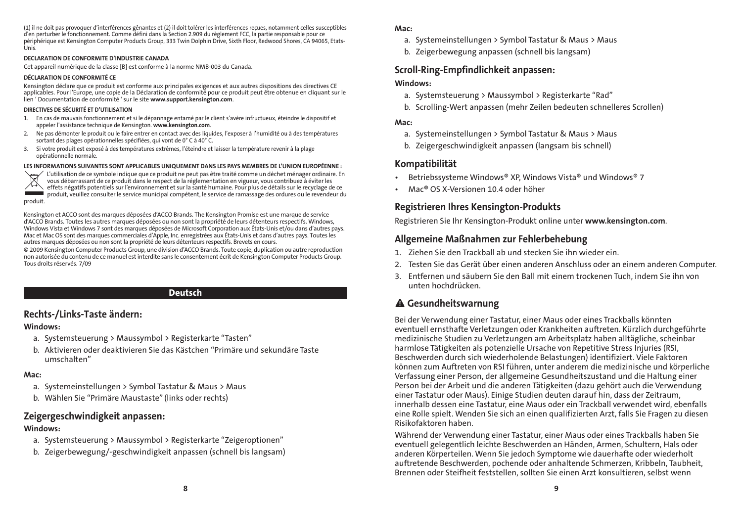(1) il ne doit pas provoquer d'interférences gênantes et (2) il doit tolérer les interférences reçues, notamment celles susceptibles d'en perturber le fonctionnement. Comme défini dans la Section 2.909 du règlement FCC, la partie responsable pour ce périphérique est Kensington Computer Products Group, 333 Twin Dolphin Drive, Sixth Floor, Redwood Shores, CA 94065, Etats-Unis.

**DECLARATION DE CONFORMITE D'INDUSTRIE CANADA**

Cet appareil numérique de la classe [B] est conforme à la norme NMB-003 du Canada.

**DÉCLARATION DE CONFORMITÉ CE**

Kensington déclare que ce produit est conforme aux principales exigences et aux autres dispositions des directives CE applicables. Pour l'Europe, une copie de la Déclaration de conformité pour ce produit peut être obtenue en cliquant sur le lien ' Documentation de conformité ' sur le site **www.support.kensington.com**.

**DIRECTIVES DE SÉCURITÉ ET D'UTILISATION**

1. En cas de mauvais fonctionnement et si le dépannage entamé par le client s'avère infructueux, éteindre le dispositif et appeler l'assistance technique de Kensington. **www.kensington.com**.
2. Ne pas démonter le produit ou le faire entrer en contact avec des liquides, l'exposer à l'humidité ou à des températures sortant des plages opérationnelles spécifiées, qui vont de 0° C à 40° C.
3. Si votre produit est exposé à des températures extrêmes, l'éteindre et laisser la température revenir à la plage opérationnelle normale.

**LES INFORMATIONS SUIVANTES SONT APPLICABLES UNIQUEMENT DANS LES PAYS MEMBRES DE L'UNION EUROPÉENNE :**

L'utilisation de ce symbole indique que ce produit ne peut pas être traité comme un déchet ménager ordinaire. En vous débarrassant de ce produit dans le respect de la réglementation en vigueur, vous contribuez à éviter les effets négatifs potentiels sur l'environnement et sur la santé humaine. Pour plus de détails sur le recyclage de ce produit, veuillez consulter le service municipal compétent, le service de ramassage des ordures ou le revendeur du produit.

Kensington et ACCO sont des marques déposées d'ACCO Brands. The Kensington Promise est une marque de service d'ACCO Brands. Toutes les autres marques déposées ou non sont la propriété de leurs détenteurs respectifs. Windows, Windows Vista et Windows 7 sont des marques déposées de Microsoft Corporation aux États-Unis et/ou dans d'autres pays. Mac et Mac OS sont des marques commerciales d'Apple, Inc. enregistrées aux États-Unis et dans d'autres pays. Toutes les autres marques déposées ou non sont la propriété de leurs détenteurs respectifs. Brevets en cours.

© 2009 Kensington Computer Products Group, une division d'ACCO Brands. Toute copie, duplication ou autre reproduction non autorisée du contenu de ce manuel est interdite sans le consentement écrit de Kensington Computer Products Group. Tous droits réservés. 7/09

# Deutsch

## Rechts-/Links-Taste ändern:

**Windows:**

a. Systemsteuerung > Maussymbol > Registerkarte "Tasten"
b. Aktivieren oder deaktivieren Sie das Kästchen "Primäre und sekundäre Taste umschalten"

**Mac:**

a. Systemeinstellungen > Symbol Tastatur & Maus > Maus
b. Wählen Sie "Primäre Maustaste" (links oder rechts)

## Zeigergeschwindigkeit anpassen:

**Windows:**

a. Systemsteuerung > Maussymbol > Registerkarte "Zeigeroptionen"
b. Zeigerbewegung/-geschwindigkeit anpassen (schnell bis langsam)

**Mac:**

a. Systemeinstellungen > Symbol Tastatur & Maus > Maus
b. Zeigerbewegung anpassen (schnell bis langsam)

## Scroll-Ring-Empfindlichkeit anpassen:

**Windows:**

a. Systemsteuerung > Maussymbol > Registerkarte "Rad"
b. Scrolling-Wert anpassen (mehr Zeilen bedeuten schnelleres Scrollen)

**Mac:**

a. Systemeinstellungen > Symbol Tastatur & Maus > Maus
b. Zeigergeschwindigkeit anpassen (langsam bis schnell)

## Kompatibilität

- Betriebssysteme Windows® XP, Windows Vista® und Windows® 7
- Mac® OS X-Versionen 10.4 oder höher

## Registrieren Ihres Kensington-Produkts

Registrieren Sie Ihr Kensington-Produkt online unter **www.kensington.com**.

## Allgemeine Maßnahmen zur Fehlerbehebung

1. Ziehen Sie den Trackball ab und stecken Sie ihn wieder ein.
2. Testen Sie das Gerät über einen anderen Anschluss oder an einem anderen Computer.
3. Entfernen und säubern Sie den Ball mit einem trockenen Tuch, indem Sie ihn von unten hochdrücken.

## ⚠ Gesundheitswarnung

Bei der Verwendung einer Tastatur, einer Maus oder eines Trackballs könnten eventuell ernsthafte Verletzungen oder Krankheiten auftreten. Kürzlich durchgeführte medizinische Studien zu Verletzungen am Arbeitsplatz haben alltägliche, scheinbar harmlose Tätigkeiten als potenzielle Ursache von Repetitive Stress Injuries (RSI, Beschwerden durch sich wiederholende Belastungen) identifiziert. Viele Faktoren können zum Auftreten von RSI führen, unter anderem die medizinische und körperliche Verfassung einer Person, der allgemeine Gesundheitszustand und die Haltung einer Person bei der Arbeit und die anderen Tätigkeiten (dazu gehört auch die Verwendung einer Tastatur oder Maus). Einige Studien deuten darauf hin, dass der Zeitraum, innerhalb dessen eine Tastatur, eine Maus oder ein Trackball verwendet wird, ebenfalls eine Rolle spielt. Wenden Sie sich an einen qualifizierten Arzt, falls Sie Fragen zu diesen Risikofaktoren haben.

Während der Verwendung einer Tastatur, einer Maus oder eines Trackballs haben Sie eventuell gelegentlich leichte Beschwerden an Händen, Armen, Schultern, Hals oder anderen Körperteilen. Wenn Sie jedoch Symptome wie dauerhafte oder wiederholt auftretende Beschwerden, pochende oder anhaltende Schmerzen, Kribbeln, Taubheit, Brennen oder Steifheit feststellen, sollten Sie einen Arzt konsultieren, selbst wenn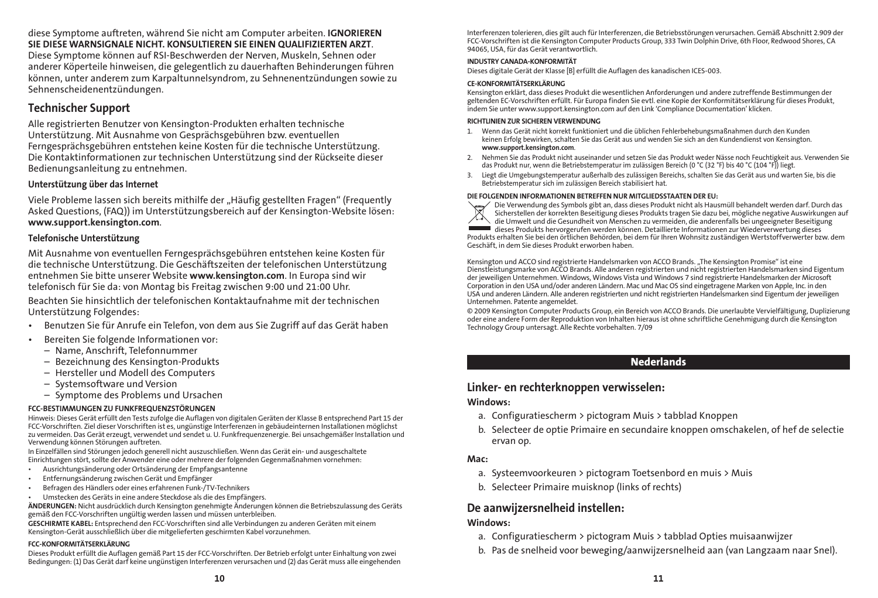diese Symptome auftreten, während Sie nicht am Computer arbeiten. **IGNORIEREN SIE DIESE WARNSIGNALE NICHT. KONSULTIEREN SIE EINEN QUALIFIZIERTEN ARZT**. Diese Symptome können auf RSI-Beschwerden der Nerven, Muskeln, Sehnen oder anderer Köperteile hinweisen, die gelegentlich zu dauerhaften Behinderungen führen können, unter anderem zum Karpaltunnelsyndrom, zu Sehnenentzündungen sowie zu Sehnenscheidenentzündungen.

## Technischer Support

Alle registrierten Benutzer von Kensington-Produkten erhalten technische Unterstützung. Mit Ausnahme von Gesprächsgebühren bzw. eventuellen Ferngesprächsgebühren entstehen keine Kosten für die technische Unterstützung. Die Kontaktinformationen zur technischen Unterstützung sind der Rückseite dieser Bedienungsanleitung zu entnehmen.

### Unterstützung über das Internet

Viele Probleme lassen sich bereits mithilfe der „Häufig gestellten Fragen" (Frequently Asked Questions, (FAQ)) im Unterstützungsbereich auf der Kensington-Website lösen: **www.support.kensington.com**.

### Telefonische Unterstützung

Mit Ausnahme von eventuellen Ferngesprächsgebühren entstehen keine Kosten für die technische Unterstützung. Die Geschäftszeiten der telefonischen Unterstützung entnehmen Sie bitte unserer Website **www.kensington.com**. In Europa sind wir telefonisch für Sie da: von Montag bis Freitag zwischen 9:00 und 21:00 Uhr.

Beachten Sie hinsichtlich der telefonischen Kontaktaufnahme mit der technischen Unterstützung Folgendes:

- Benutzen Sie für Anrufe ein Telefon, von dem aus Sie Zugriff auf das Gerät haben
- Bereiten Sie folgende Informationen vor:
  - Name, Anschrift, Telefonnummer
  - Bezeichnung des Kensington-Produkts
  - Hersteller und Modell des Computers
  - Systemsoftware und Version
  - Symptome des Problems und Ursachen

#### FCC-BESTIMMUNGEN ZU FUNKFREQUENZSTÖRUNGEN

Hinweis: Dieses Gerät erfüllt den Tests zufolge die Auflagen von digitalen Geräten der Klasse B entsprechend Part 15 der FCC-Vorschriften. Ziel dieser Vorschriften ist es, ungünstige Interferenzen in gebäudeinternen Installationen möglichst zu vermeiden. Das Gerät erzeugt, verwendet und sendet u. U. Funkfrequenzenergie. Bei unsachgemäßer Installation und Verwendung können Störungen auftreten.

In Einzelfällen sind Störungen jedoch generell nicht auszuschließen. Wenn das Gerät ein- und ausgeschaltete Einrichtungen stört, sollte der Anwender eine oder mehrere der folgenden Gegenmaßnahmen vornehmen:

- Ausrichtungsänderung oder Ortsänderung der Empfangsantenne
- Entfernungsänderung zwischen Gerät und Empfänger
- Befragen des Händlers oder eines erfahrenen Funk-/TV-Technikers
- Umstecken des Geräts in eine andere Steckdose als die des Empfängers.

**ÄNDERUNGEN:** Nicht ausdrücklich durch Kensington genehmigte Änderungen können die Betriebszulassung des Geräts gemäß den FCC-Vorschriften ungültig werden lassen und müssen unterbleiben.

**GESCHIRMTE KABEL:** Entsprechend den FCC-Vorschriften sind alle Verbindungen zu anderen Geräten mit einem Kensington-Gerät ausschließlich über die mitgelieferten geschirmten Kabel vorzunehmen.

#### FCC-KONFORMITÄTSERKLÄRUNG

Dieses Produkt erfüllt die Auflagen gemäß Part 15 der FCC-Vorschriften. Der Betrieb erfolgt unter Einhaltung von zwei Bedingungen: (1) Das Gerät darf keine ungünstigen Interferenzen verursachen und (2) das Gerät muss alle eingehenden Interferenzen tolerieren, dies gilt auch für Interferenzen, die Betriebsstörungen verursachen. Gemäß Abschnitt 2.909 der FCC-Vorschriften ist die Kensington Computer Products Group, 333 Twin Dolphin Drive, 6th Floor, Redwood Shores, CA 94065, USA, für das Gerät verantwortlich.

#### INDUSTRY CANADA-KONFORMITÄT

Dieses digitale Gerät der Klasse [B] erfüllt die Auflagen des kanadischen ICES-003.

#### CE-KONFORMITÄTSERKLÄRUNG

Kensington erklärt, dass dieses Produkt die wesentlichen Anforderungen und andere zutreffende Bestimmungen der geltenden EC-Vorschriften erfüllt. Für Europa finden Sie evtl. eine Kopie der Konformitätserklärung für dieses Produkt, indem Sie unter www.support.kensington.com auf den Link 'Compliance Documentation' klicken.

#### RICHTLINIEN ZUR SICHEREN VERWENDUNG

1. Wenn das Gerät nicht korrekt funktioniert und die üblichen Fehlerbehebungsmaßnahmen durch den Kunden keinen Erfolg bewirken, schalten Sie das Gerät aus und wenden Sie sich an den Kundendienst von Kensington. **www.support.kensington.com**.
2. Nehmen Sie das Produkt nicht auseinander und setzen Sie das Produkt weder Nässe noch Feuchtigkeit aus. Verwenden Sie das Produkt nur, wenn die Betriebstemperatur im zulässigen Bereich (0 °C (32 °F) bis 40 °C (104 °F)) liegt.
3. Liegt die Umgebungstemperatur außerhalb des zulässigen Bereichs, schalten Sie das Gerät aus und warten Sie, bis die Betriebstemperatur sich im zulässigen Bereich stabilisiert hat.

#### DIE FOLGENDEN INFORMATIONEN BETREFFEN NUR MITGLIEDSSTAATEN DER EU:

Die Verwendung des Symbols gibt an, dass dieses Produkt nicht als Hausmüll behandelt werden darf. Durch das Sicherstellen der korrekten Beseitigung dieses Produkts tragen Sie dazu bei, mögliche negative Auswirkungen auf die Umwelt und die Gesundheit von Menschen zu vermeiden, die anderenfalls bei ungeeigneter Beseitigung dieses Produkts hervorgerufen werden können. Detaillierte Informationen zur Wiederverwertung dieses Produkts erhalten Sie bei den örtlichen Behörden, bei dem für Ihren Wohnsitz zuständigen Wertstoffverwerter bzw. dem Geschäft, in dem Sie dieses Produkt erworben haben.

Kensington und ACCO sind registrierte Handelsmarken von ACCO Brands. „The Kensington Promise" ist eine Dienstleistungsmarke von ACCO Brands. Alle anderen registrierten und nicht registrierten Handelsmarken sind Eigentum der jeweiligen Unternehmen. Windows, Windows Vista und Windows 7 sind registrierte Handelsmarken der Microsoft Corporation in den USA und/oder anderen Ländern. Mac und Mac OS sind eingetragene Marken von Apple, Inc. in den USA und anderen Ländern. Alle anderen registrierten und nicht registrierten Handelsmarken sind Eigentum der jeweiligen Unternehmen. Patente angemeldet.

© 2009 Kensington Computer Products Group, ein Bereich von ACCO Brands. Die unerlaubte Vervielfältigung, Duplizierung oder eine andere Form der Reproduktion von Inhalten hieraus ist ohne schriftliche Genehmigung durch die Kensington Technology Group untersagt. Alle Rechte vorbehalten. 7/09

# Nederlands

## Linker- en rechterknoppen verwisselen:

**Windows:**

a. Configuratiescherm > pictogram Muis > tabblad Knoppen
b. Selecteer de optie Primaire en secundaire knoppen omschakelen, of hef de selectie ervan op.

**Mac:**

a. Systeemvoorkeuren > pictogram Toetsenbord en muis > Muis
b. Selecteer Primaire muisknop (links of rechts)

## De aanwijzersnelheid instellen:

**Windows:**

a. Configuratiescherm > pictogram Muis > tabblad Opties muisaanwijzer
b. Pas de snelheid voor beweging/aanwijzersnelheid aan (van Langzaam naar Snel).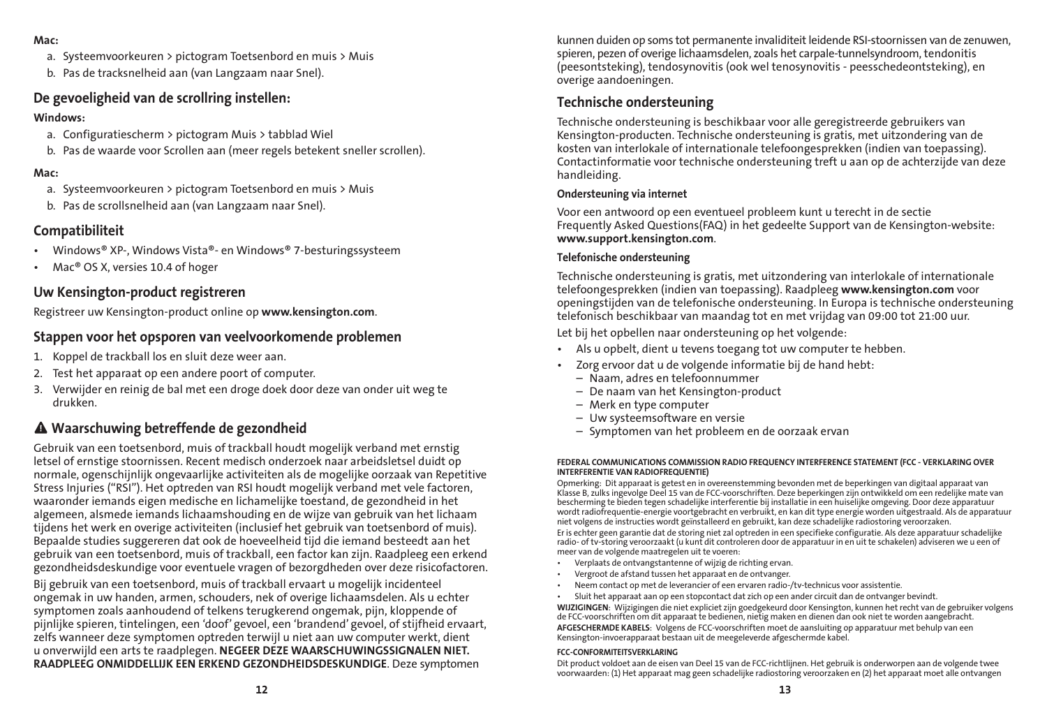**Mac:**

a. Systeemvoorkeuren > pictogram Toetsenbord en muis > Muis
b. Pas de tracksnelheid aan (van Langzaam naar Snel).

## De gevoeligheid van de scrollring instellen:

**Windows:**

a. Configuratiescherm > pictogram Muis > tabblad Wiel
b. Pas de waarde voor Scrollen aan (meer regels betekent sneller scrollen).

**Mac:**

a. Systeemvoorkeuren > pictogram Toetsenbord en muis > Muis
b. Pas de scrollsnelheid aan (van Langzaam naar Snel).

## Compatibiliteit

- Windows® XP-, Windows Vista®- en Windows® 7-besturingssysteem
- Mac® OS X, versies 10.4 of hoger

## Uw Kensington-product registreren

Registreer uw Kensington-product online op **www.kensington.com**.

## Stappen voor het opsporen van veelvoorkomende problemen

1. Koppel de trackball los en sluit deze weer aan.
2. Test het apparaat op een andere poort of computer.
3. Verwijder en reinig de bal met een droge doek door deze van onder uit weg te drukken.

## ⚠ Waarschuwing betreffende de gezondheid

Gebruik van een toetsenbord, muis of trackball houdt mogelijk verband met ernstig letsel of ernstige stoornissen. Recent medisch onderzoek naar arbeidsletsel duidt op normale, ogenschijnlijk ongevaarlijke activiteiten als de mogelijke oorzaak van Repetitive Stress Injuries ("RSI"). Het optreden van RSI houdt mogelijk verband met vele factoren, waaronder iemands eigen medische en lichamelijke toestand, de gezondheid in het algemeen, alsmede iemands lichaamshouding en de wijze van gebruik van het lichaam tijdens het werk en overige activiteiten (inclusief het gebruik van toetsenbord of muis). Bepaalde studies suggereren dat ook de hoeveelheid tijd die iemand besteedt aan het gebruik van een toetsenbord, muis of trackball, een factor kan zijn. Raadpleeg een erkend gezondheidsdeskundige voor eventuele vragen of bezorgdheden over deze risicofactoren.

Bij gebruik van een toetsenbord, muis of trackball ervaart u mogelijk incidenteel ongemak in uw handen, armen, schouders, nek of overige lichaamsdelen. Als u echter symptomen zoals aanhoudend of telkens terugkerend ongemak, pijn, kloppende of pijnlijke spieren, tintelingen, een 'doof' gevoel, een 'brandend' gevoel, of stijfheid ervaart, zelfs wanneer deze symptomen optreden terwijl u niet aan uw computer werkt, dient u onverwijld een arts te raadplegen. **NEGEER DEZE WAARSCHUWINGSSIGNALEN NIET. RAADPLEEG ONMIDDELLIJK EEN ERKEND GEZONDHEIDSDESKUNDIGE**. Deze symptomen kunnen duiden op soms tot permanente invaliditeit leidende RSI-stoornissen van de zenuwen, spieren, pezen of overige lichaamsdelen, zoals het carpale-tunnelsyndroom, tendonitis (peesontsteking), tendosynovitis (ook wel tenosynovitis - peesschedeontsteking), en overige aandoeningen.

## Technische ondersteuning

Technische ondersteuning is beschikbaar voor alle geregistreerde gebruikers van Kensington-producten. Technische ondersteuning is gratis, met uitzondering van de kosten van interlokale of internationale telefoongesprekken (indien van toepassing). Contactinformatie voor technische ondersteuning treft u aan op de achterzijde van deze handleiding.

**Ondersteuning via internet**

Voor een antwoord op een eventueel probleem kunt u terecht in de sectie Frequently Asked Questions(FAQ) in het gedeelte Support van de Kensington-website: **www.support.kensington.com**.

**Telefonische ondersteuning**

Technische ondersteuning is gratis, met uitzondering van interlokale of internationale telefoongesprekken (indien van toepassing). Raadpleeg **www.kensington.com** voor openingstijden van de telefonische ondersteuning. In Europa is technische ondersteuning telefonisch beschikbaar van maandag tot en met vrijdag van 09:00 tot 21:00 uur.

Let bij het opbellen naar ondersteuning op het volgende:

- Als u opbelt, dient u tevens toegang tot uw computer te hebben.
- Zorg ervoor dat u de volgende informatie bij de hand hebt:
  – Naam, adres en telefoonnummer
  – De naam van het Kensington-product
  – Merk en type computer
  – Uw systeemsoftware en versie
  – Symptomen van het probleem en de oorzaak ervan

**FEDERAL COMMUNICATIONS COMMISSION RADIO FREQUENCY INTERFERENCE STATEMENT (FCC - VERKLARING OVER INTERFERENTIE VAN RADIOFREQUENTIE)**

Opmerking: Dit apparaat is getest en in overeenstemming bevonden met de beperkingen van digitaal apparaat van Klasse B, zulks ingevolge Deel 15 van de FCC-voorschriften. Deze beperkingen zijn ontwikkeld om een redelijke mate van bescherming te bieden tegen schadelijke interferentie bij installatie in een huiselijke omgeving. Door deze apparatuur wordt radiofrequentie-energie voortgebracht en verbruikt, en kan dit type energie worden uitgestraald. Als de apparatuur niet volgens de instructies wordt geïnstalleerd en gebruikt, kan deze schadelijke radiostoring veroorzaken.

Er is echter geen garantie dat de storing niet zal optreden in een specifieke configuratie. Als deze apparatuur schadelijke radio- of tv-storing veroorzaakt (u kunt dit controleren door de apparatuur in en uit te schakelen) adviseren we u een of meer van de volgende maatregelen uit te voeren:

- Verplaats de ontvangstantenne of wijzig de richting ervan.
- Vergroot de afstand tussen het apparaat en de ontvanger.
- Neem contact op met de leverancier of een ervaren radio-/tv-technicus voor assistentie.
- Sluit het apparaat aan op een stopcontact dat zich op een ander circuit dan de ontvanger bevindt.

**WIJZIGINGEN**: Wijzigingen die niet expliciet zijn goedgekeurd door Kensington, kunnen het recht van de gebruiker volgens de FCC-voorschriften om dit apparaat te bedienen, nietig maken en dienen dan ook niet te worden aangebracht.

**AFGESCHERMDE KABELS**: Volgens de FCC-voorschriften moet de aansluiting op apparatuur met behulp van een Kensington-invoerapparaat bestaan uit de meegeleverde afgeschermde kabel.

**FCC-CONFORMITEITSVERKLARING**

Dit product voldoet aan de eisen van Deel 15 van de FCC-richtlijnen. Het gebruik is onderworpen aan de volgende twee voorwaarden: (1) Het apparaat mag geen schadelijke radiostoring veroorzaken en (2) het apparaat moet alle ontvangen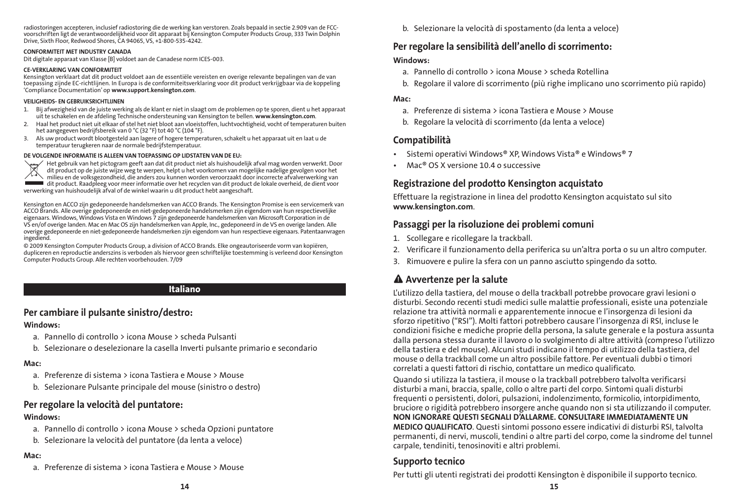radiostoringen accepteren, inclusief radiostoring die de werking kan verstoren. Zoals bepaald in sectie 2.909 van de FCC-voorschriften ligt de verantwoordelijkheid voor dit apparaat bij Kensington Computer Products Group, 333 Twin Dolphin Drive, Sixth Floor, Redwood Shores, CA 94065, VS, +1-800-535-4242.

**CONFORMITEIT MET INDUSTRY CANADA**

Dit digitale apparaat van Klasse [B] voldoet aan de Canadese norm ICES-003.

**CE-VERKLARING VAN CONFORMITEIT**

Kensington verklaart dat dit product voldoet aan de essentiële vereisten en overige relevante bepalingen van de van toepassing zijnde EC-richtlijnen. In Europa is de conformiteitsverklaring voor dit product verkrijgbaar via de koppeling 'Compliance Documentation' op **www.support.kensington.com**.

**VEILIGHEIDS- EN GEBRUIKSRICHTLIJNEN**

1. Bij afwezigheid van de juiste werking als de klant er niet in slaagt om de problemen op te sporen, dient u het apparaat uit te schakelen en de afdeling Technische ondersteuning van Kensington te bellen. **www.kensington.com**.
2. Haal het product niet uit elkaar of stel het niet bloot aan vloeistoffen, luchtvochtigheid, vocht of temperaturen buiten het aangegeven bedrijfsbereik van 0 °C (32 °F) tot 40 °C (104 °F).
3. Als uw product wordt blootgesteld aan lagere of hogere temperaturen, schakelt u het apparaat uit en laat u de temperatuur terugkeren naar de normale bedrijfstemperatuur.

**DE VOLGENDE INFORMATIE IS ALLEEN VAN TOEPASSING OP LIDSTATEN VAN DE EU:**

Het gebruik van het pictogram geeft aan dat dit product niet als huishoudelijk afval mag worden verwerkt. Door dit product op de juiste wijze weg te werpen, helpt u het voorkomen van mogelijke nadelige gevolgen voor het milieu en de volksgezondheid, die anders zou kunnen worden veroorzaakt door incorrecte afvalverwerking van dit product. Raadpleeg voor meer informatie over het recyclen van dit product de lokale overheid, de dient voor verwerking van huishoudelijk afval of de winkel waarin u dit product hebt aangeschaft.

Kensington en ACCO zijn gedeponeerde handelsmerken van ACCO Brands. The Kensington Promise is een servicemerk van ACCO Brands. Alle overige gedeponeerde en niet-gedeponeerde handelsmerken zijn eigendom van hun respectievelijke eigenaars. Windows, Windows Vista en Windows 7 zijn gedeponeerde handelsmerken van Microsoft Corporation in de VS en/of overige landen. Mac en Mac OS zijn handelsmerken van Apple, Inc., gedeponeerd in de VS en overige landen. Alle overige gedeponeerde en niet-gedeponeerde handelsmerken zijn eigendom van hun respectieve eigenaars. Patentaanvragen ingediend.

© 2009 Kensington Computer Products Group, a division of ACCO Brands. Elke ongeautoriseerde vorm van kopiëren, dupliceren en reproductie anderszins is verboden als hiervoor geen schriftelijke toestemming is verleend door Kensington Computer Products Group. Alle rechten voorbehouden. 7/09

# Italiano

## Per cambiare il pulsante sinistro/destro:

**Windows:**

a. Pannello di controllo > icona Mouse > scheda Pulsanti
b. Selezionare o deselezionare la casella Inverti pulsante primario e secondario

**Mac:**

a. Preferenze di sistema > icona Tastiera e Mouse > Mouse
b. Selezionare Pulsante principale del mouse (sinistro o destro)

## Per regolare la velocità del puntatore:

**Windows:**

a. Pannello di controllo > icona Mouse > scheda Opzioni puntatore
b. Selezionare la velocità del puntatore (da lenta a veloce)

**Mac:**

a. Preferenze di sistema > icona Tastiera e Mouse > Mouse
b. Selezionare la velocità di spostamento (da lenta a veloce)

## Per regolare la sensibilità dell'anello di scorrimento:

**Windows:**

a. Pannello di controllo > icona Mouse > scheda Rotellina
b. Regolare il valore di scorrimento (più righe implicano uno scorrimento più rapido)

**Mac:**

a. Preferenze di sistema > icona Tastiera e Mouse > Mouse
b. Regolare la velocità di scorrimento (da lenta a veloce)

## Compatibilità

- Sistemi operativi Windows® XP, Windows Vista® e Windows® 7
- Mac® OS X versione 10.4 o successive

## Registrazione del prodotto Kensington acquistato

Effettuare la registrazione in linea del prodotto Kensington acquistato sul sito **www.kensington.com**.

## Passaggi per la risoluzione dei problemi comuni

1. Scollegare e ricollegare la trackball.
2. Verificare il funzionamento della periferica su un'altra porta o su un altro computer.
3. Rimuovere e pulire la sfera con un panno asciutto spingendo da sotto.

## ⚠ Avvertenze per la salute

L'utilizzo della tastiera, del mouse o della trackball potrebbe provocare gravi lesioni o disturbi. Secondo recenti studi medici sulle malattie professionali, esiste una potenziale relazione tra attività normali e apparentemente innocue e l'insorgenza di lesioni da sforzo ripetitivo ("RSI"). Molti fattori potrebbero causare l'insorgenza di RSI, incluse le condizioni fisiche e mediche proprie della persona, la salute generale e la postura assunta dalla persona stessa durante il lavoro o lo svolgimento di altre attività (compreso l'utilizzo della tastiera e del mouse). Alcuni studi indicano il tempo di utilizzo della tastiera, del mouse o della trackball come un altro possibile fattore. Per eventuali dubbi o timori correlati a questi fattori di rischio, contattare un medico qualificato.

Quando si utilizza la tastiera, il mouse o la trackball potrebbero talvolta verificarsi disturbi a mani, braccia, spalle, collo o altre parti del corpo. Sintomi quali disturbi frequenti o persistenti, dolori, pulsazioni, indolenzimento, formicolio, intorpidimento, bruciore o rigidità potrebbero insorgere anche quando non si sta utilizzando il computer. **NON IGNORARE QUESTI SEGNALI D'ALLARME. CONSULTARE IMMEDIATAMENTE UN MEDICO QUALIFICATO**. Questi sintomi possono essere indicativi di disturbi RSI, talvolta permanenti, di nervi, muscoli, tendini o altre parti del corpo, come la sindrome del tunnel carpale, tendiniti, tenosinoviti e altri problemi.

## Supporto tecnico

Per tutti gli utenti registrati dei prodotti Kensington è disponibile il supporto tecnico.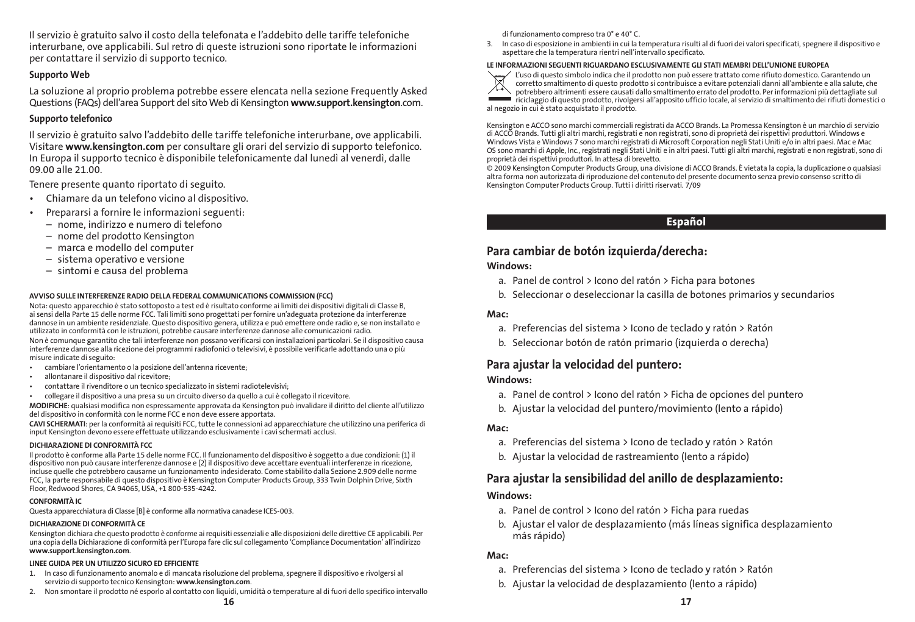Il servizio è gratuito salvo il costo della telefonata e l'addebito delle tariffe telefoniche interurbane, ove applicabili. Sul retro di queste istruzioni sono riportate le informazioni per contattare il servizio di supporto tecnico.

### Supporto Web

La soluzione al proprio problema potrebbe essere elencata nella sezione Frequently Asked Questions (FAQs) dell'area Support del sito Web di Kensington **www.support.kensington**.com.

### Supporto telefonico

Il servizio è gratuito salvo l'addebito delle tariffe telefoniche interurbane, ove applicabili. Visitare **www.kensington.com** per consultare gli orari del servizio di supporto telefonico. In Europa il supporto tecnico è disponibile telefonicamente dal lunedì al venerdì, dalle 09.00 alle 21.00.

Tenere presente quanto riportato di seguito.

- Chiamare da un telefono vicino al dispositivo.
- Prepararsi a fornire le informazioni seguenti:
  - nome, indirizzo e numero di telefono
  - nome del prodotto Kensington
  - marca e modello del computer
  - sistema operativo e versione
  - sintomi e causa del problema

**AVVISO SULLE INTERFERENZE RADIO DELLA FEDERAL COMMUNICATIONS COMMISSION (FCC)**

Nota: questo apparecchio è stato sottoposto a test ed è risultato conforme ai limiti dei dispositivi digitali di Classe B, ai sensi della Parte 15 delle norme FCC. Tali limiti sono progettati per fornire un'adeguata protezione da interferenze dannose in un ambiente residenziale. Questo dispositivo genera, utilizza e può emettere onde radio e, se non installato e utilizzato in conformità con le istruzioni, potrebbe causare interferenze dannose alle comunicazioni radio.

Non è comunque garantito che tali interferenze non possano verificarsi con installazioni particolari. Se il dispositivo causa interferenze dannose alla ricezione dei programmi radiofonici o televisivi, è possibile verificarle adottando una o più misure indicate di seguito:

- cambiare l'orientamento o la posizione dell'antenna ricevente;
- allontanare il dispositivo dal ricevitore;
- contattare il rivenditore o un tecnico specializzato in sistemi radiotelevisivi;
- collegare il dispositivo a una presa su un circuito diverso da quello a cui è collegato il ricevitore.

**MODIFICHE**: qualsiasi modifica non espressamente approvata da Kensington può invalidare il diritto del cliente all'utilizzo del dispositivo in conformità con le norme FCC e non deve essere apportata.

**CAVI SCHERMATI**: per la conformità ai requisiti FCC, tutte le connessioni ad apparecchiature che utilizzino una periferica di input Kensington devono essere effettuate utilizzando esclusivamente i cavi schermati acclusi.

**DICHIARAZIONE DI CONFORMITÀ FCC**

Il prodotto è conforme alla Parte 15 delle norme FCC. Il funzionamento del dispositivo è soggetto a due condizioni: (1) il dispositivo non può causare interferenze dannose e (2) il dispositivo deve accettare eventuali interferenze in ricezione, incluse quelle che potrebbero causarne un funzionamento indesiderato. Come stabilito dalla Sezione 2.909 delle norme FCC, la parte responsabile di questo dispositivo è Kensington Computer Products Group, 333 Twin Dolphin Drive, Sixth Floor, Redwood Shores, CA 94065, USA, +1 800-535-4242.

**CONFORMITÀ IC**

Questa apparecchiatura di Classe [B] è conforme alla normativa canadese ICES-003.

**DICHIARAZIONE DI CONFORMITÀ CE**

Kensington dichiara che questo prodotto è conforme ai requisiti essenziali e alle disposizioni delle direttive CE applicabili. Per una copia della Dichiarazione di conformità per l'Europa fare clic sul collegamento 'Compliance Documentation' all'indirizzo **www.support.kensington.com**.

**LINEE GUIDA PER UN UTILIZZO SICURO ED EFFICIENTE**

1. In caso di funzionamento anomalo e di mancata risoluzione del problema, spegnere il dispositivo e rivolgersi al servizio di supporto tecnico Kensington: **www.kensington.com**.
2. Non smontare il prodotto né esporlo al contatto con liquidi, umidità o temperature al di fuori dello specifico intervallo di funzionamento compreso tra 0° e 40° C.
3. In caso di esposizione in ambienti in cui la temperatura risulti al di fuori dei valori specificati, spegnere il dispositivo e aspettare che la temperatura rientri nell'intervallo specificato.

**LE INFORMAZIONI SEGUENTI RIGUARDANO ESCLUSIVAMENTE GLI STATI MEMBRI DELL'UNIONE EUROPEA**

L'uso di questo simbolo indica che il prodotto non può essere trattato come rifiuto domestico. Garantendo un corretto smaltimento di questo prodotto si contribuisce a evitare potenziali danni all'ambiente e alla salute, che potrebbero altrimenti essere causati dallo smaltimento errato del prodotto. Per informazioni più dettagliate sul riciclaggio di questo prodotto, rivolgersi all'apposito ufficio locale, al servizio di smaltimento dei rifiuti domestici o al negozio in cui è stato acquistato il prodotto.

Kensington e ACCO sono marchi commerciali registrati da ACCO Brands. La Promessa Kensington è un marchio di servizio di ACCO Brands. Tutti gli altri marchi, registrati e non registrati, sono di proprietà dei rispettivi produttori. Windows e Windows Vista e Windows 7 sono marchi registrati di Microsoft Corporation negli Stati Uniti e/o in altri paesi. Mac e Mac OS sono marchi di Apple, Inc., registrati negli Stati Uniti e in altri paesi. Tutti gli altri marchi, registrati e non registrati, sono di proprietà dei rispettivi produttori. In attesa di brevetto.

© 2009 Kensington Computer Products Group, una divisione di ACCO Brands. È vietata la copia, la duplicazione o qualsiasi altra forma non autorizzata di riproduzione del contenuto del presente documento senza previo consenso scritto di Kensington Computer Products Group. Tutti i diritti riservati. 7/09

# Español

## Para cambiar de botón izquierda/derecha:

**Windows:**

a. Panel de control > Icono del ratón > Ficha para botones

b. Seleccionar o deseleccionar la casilla de botones primarios y secundarios

**Mac:**

a. Preferencias del sistema > Icono de teclado y ratón > Ratón

b. Seleccionar botón de ratón primario (izquierda o derecha)

## Para ajustar la velocidad del puntero:

**Windows:**

a. Panel de control > Icono del ratón > Ficha de opciones del puntero

b. Ajustar la velocidad del puntero/movimiento (lento a rápido)

**Mac:**

a. Preferencias del sistema > Icono de teclado y ratón > Ratón

b. Ajustar la velocidad de rastreamiento (lento a rápido)

## Para ajustar la sensibilidad del anillo de desplazamiento:

**Windows:**

a. Panel de control > Icono del ratón > Ficha para ruedas

b. Ajustar el valor de desplazamiento (más líneas significa desplazamiento más rápido)

**Mac:**

a. Preferencias del sistema > Icono de teclado y ratón > Ratón

b. Ajustar la velocidad de desplazamiento (lento a rápido)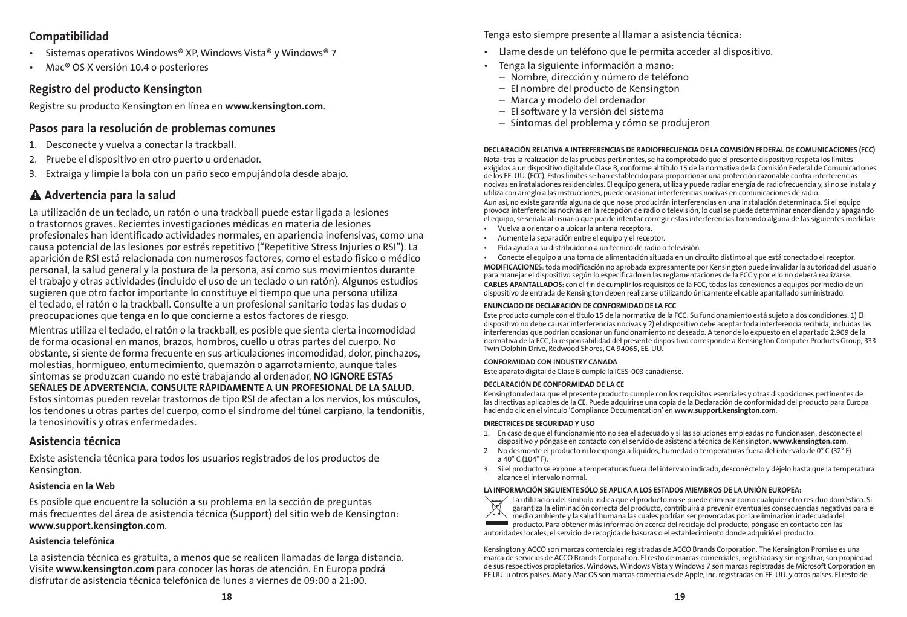## Compatibilidad

- Sistemas operativos Windows® XP, Windows Vista® y Windows® 7
- Mac® OS X versión 10.4 o posteriores

## Registro del producto Kensington

Registre su producto Kensington en línea en **www.kensington.com**.

## Pasos para la resolución de problemas comunes

1. Desconecte y vuelva a conectar la trackball.
2. Pruebe el dispositivo en otro puerto u ordenador.
3. Extraiga y limpie la bola con un paño seco empujándola desde abajo.

## ⚠ Advertencia para la salud

La utilización de un teclado, un ratón o una trackball puede estar ligada a lesiones o trastornos graves. Recientes investigaciones médicas en materia de lesiones profesionales han identificado actividades normales, en apariencia inofensivas, como una causa potencial de las lesiones por estrés repetitivo ("Repetitive Stress Injuries o RSI"). La aparición de RSI está relacionada con numerosos factores, como el estado físico o médico personal, la salud general y la postura de la persona, así como sus movimientos durante el trabajo y otras actividades (incluido el uso de un teclado o un ratón). Algunos estudios sugieren que otro factor importante lo constituye el tiempo que una persona utiliza el teclado, el ratón o la trackball. Consulte a un profesional sanitario todas las dudas o preocupaciones que tenga en lo que concierne a estos factores de riesgo.

Mientras utiliza el teclado, el ratón o la trackball, es posible que sienta cierta incomodidad de forma ocasional en manos, brazos, hombros, cuello u otras partes del cuerpo. No obstante, si siente de forma frecuente en sus articulaciones incomodidad, dolor, pinchazos, molestias, hormigueo, entumecimiento, quemazón o agarrotamiento, aunque tales síntomas se produzcan cuando no esté trabajando al ordenador, **NO IGNORE ESTAS SEÑALES DE ADVERTENCIA. CONSULTE RÁPIDAMENTE A UN PROFESIONAL DE LA SALUD**. Estos síntomas pueden revelar trastornos de tipo RSI de afectan a los nervios, los músculos, los tendones u otras partes del cuerpo, como el síndrome del túnel carpiano, la tendonitis, la tenosinovitis y otras enfermedades.

## Asistencia técnica

Existe asistencia técnica para todos los usuarios registrados de los productos de Kensington.

### Asistencia en la Web

Es posible que encuentre la solución a su problema en la sección de preguntas más frecuentes del área de asistencia técnica (Support) del sitio web de Kensington: **www.support.kensington.com**.

### Asistencia telefónica

La asistencia técnica es gratuita, a menos que se realicen llamadas de larga distancia. Visite **www.kensington.com** para conocer las horas de atención. En Europa podrá disfrutar de asistencia técnica telefónica de lunes a viernes de 09:00 a 21:00.

Tenga esto siempre presente al llamar a asistencia técnica:

- Llame desde un teléfono que le permita acceder al dispositivo.
- Tenga la siguiente información a mano:
  - Nombre, dirección y número de teléfono
  - El nombre del producto de Kensington
  - Marca y modelo del ordenador
  - El software y la versión del sistema
  - Síntomas del problema y cómo se produjeron

**DECLARACIÓN RELATIVA A INTERFERENCIAS DE RADIOFRECUENCIA DE LA COMISIÓN FEDERAL DE COMUNICACIONES (FCC)**

Nota: tras la realización de las pruebas pertinentes, se ha comprobado que el presente dispositivo respeta los límites exigidos a un dispositivo digital de Clase B, conforme al título 15 de la normativa de la Comisión Federal de Comunicaciones de los EE. UU. (FCC). Estos límites se han establecido para proporcionar una protección razonable contra interferencias nocivas en instalaciones residenciales. El equipo genera, utiliza y puede radiar energía de radiofrecuencia y, si no se instala y utiliza con arreglo a las instrucciones, puede ocasionar interferencias nocivas en comunicaciones de radio.

Aun así, no existe garantía alguna de que no se producirán interferencias en una instalación determinada. Si el equipo provoca interferencias nocivas en la recepción de radio o televisión, lo cual se puede determinar encendiendo y apagando el equipo, se señala al usuario que puede intentar corregir estas interferencias tomando alguna de las siguientes medidas:

- Vuelva a orientar o a ubicar la antena receptora.
- Aumente la separación entre el equipo y el receptor.
- Pida ayuda a su distribuidor o a un técnico de radio o televisión.
- Conecte el equipo a una toma de alimentación situada en un circuito distinto al que está conectado el receptor.

**MODIFICACIONES**: toda modificación no aprobada expresamente por Kensington puede invalidar la autoridad del usuario para manejar el dispositivo según lo especificado en las reglamentaciones de la FCC y por ello no deberá realizarse.

**CABLES APANTALLADOS**: con el fin de cumplir los requisitos de la FCC, todas las conexiones a equipos por medio de un dispositivo de entrada de Kensington deben realizarse utilizando únicamente el cable apantallado suministrado.

**ENUNCIADO DE DECLARACIÓN DE CONFORMIDAD DE LA FCC**

Este producto cumple con el título 15 de la normativa de la FCC. Su funcionamiento está sujeto a dos condiciones: 1) El dispositivo no debe causar interferencias nocivas y 2) el dispositivo debe aceptar toda interferencia recibida, incluidas las interferencias que podrían ocasionar un funcionamiento no deseado. A tenor de lo expuesto en el apartado 2.909 de la normativa de la FCC, la responsabilidad del presente dispositivo corresponde a Kensington Computer Products Group, 333 Twin Dolphin Drive, Redwood Shores, CA 94065, EE. UU.

**CONFORMIDAD CON INDUSTRY CANADA**

Este aparato digital de Clase B cumple la ICES-003 canadiense.

**DECLARACIÓN DE CONFORMIDAD DE LA CE**

Kensington declara que el presente producto cumple con los requisitos esenciales y otras disposiciones pertinentes de las directivas aplicables de la CE. Puede adquirirse una copia de la Declaración de conformidad del producto para Europa haciendo clic en el vínculo 'Compliance Documentation' en **www.support.kensington.com**.

**DIRECTRICES DE SEGURIDAD Y USO**

1. En caso de que el funcionamiento no sea el adecuado y si las soluciones empleadas no funcionasen, desconecte el dispositivo y póngase en contacto con el servicio de asistencia técnica de Kensington. **www.kensington.com**.
2. No desmonte el producto ni lo exponga a líquidos, humedad o temperaturas fuera del intervalo de 0° C (32° F) a 40° C (104° F).
3. Si el producto se expone a temperaturas fuera del intervalo indicado, desconéctelo y déjelo hasta que la temperatura alcance el intervalo normal.

**LA INFORMACIÓN SIGUIENTE SÓLO SE APLICA A LOS ESTADOS MIEMBROS DE LA UNIÓN EUROPEA:**

La utilización del símbolo indica que el producto no se puede eliminar como cualquier otro residuo doméstico. Si garantiza la eliminación correcta del producto, contribuirá a prevenir eventuales consecuencias negativas para el medio ambiente y la salud humana las cuales podrían ser provocadas por la eliminación inadecuada del producto. Para obtener más información acerca del reciclaje del producto, póngase en contacto con las autoridades locales, el servicio de recogida de basuras o el establecimiento donde adquirió el producto.

Kensington y ACCO son marcas comerciales registradas de ACCO Brands Corporation. The Kensington Promise es una marca de servicios de ACCO Brands Corporation. El resto de marcas comerciales, registradas y sin registrar, son propiedad de sus respectivos propietarios. Windows, Windows Vista y Windows 7 son marcas registradas de Microsoft Corporation en EE.UU. u otros países. Mac y Mac OS son marcas comerciales de Apple, Inc. registradas en EE. UU. y otros países. El resto de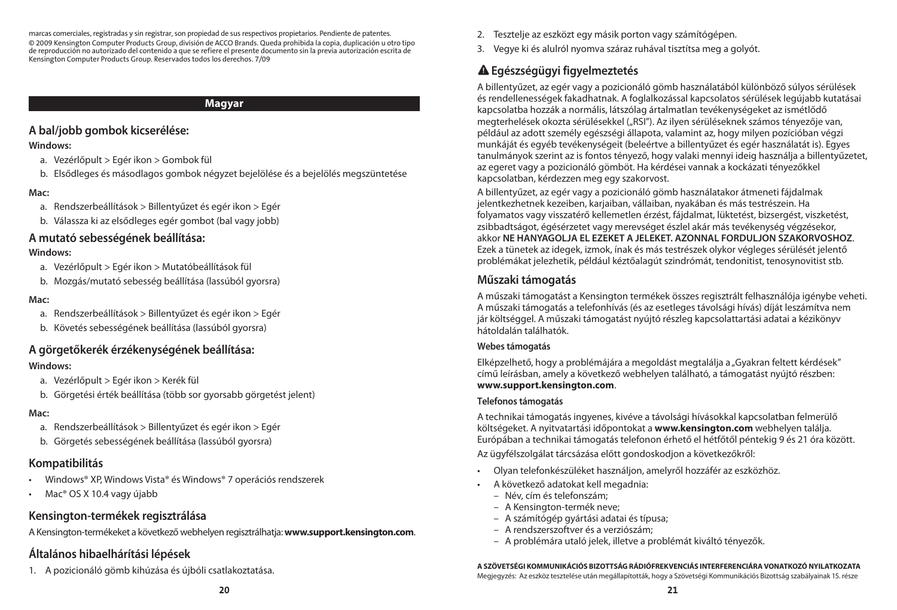marcas comerciales, registradas y sin registrar, son propiedad de sus respectivos propietarios. Pendiente de patentes. © 2009 Kensington Computer Products Group, división de ACCO Brands. Queda prohibida la copia, duplicación u otro tipo de reproducción no autorizado del contenido a que se refiere el presente documento sin la previa autorización escrita de Kensington Computer Products Group. Reservados todos los derechos. 7/09

# Magyar

## A bal/jobb gombok kicserélése:

**Windows:**

a. Vezérlőpult > Egér ikon > Gombok fül

b. Elsődleges és másodlagos gombok négyzet bejelölése és a bejelölés megszüntetése

**Mac:**

a. Rendszerbeállítások > Billentyűzet és egér ikon > Egér

b. Válassza ki az elsődleges egér gombot (bal vagy jobb)

## A mutató sebességének beállítása:

**Windows:**

a. Vezérlőpult > Egér ikon > Mutatóbeállítások fül

b. Mozgás/mutató sebesség beállítása (lassúból gyorsra)

**Mac:**

a. Rendszerbeállítások > Billentyűzet és egér ikon > Egér

b. Követés sebességének beállítása (lassúból gyorsra)

## A görgetőkerék érzékenységének beállítása:

**Windows:**

a. Vezérlőpult > Egér ikon > Kerék fül

b. Görgetési érték beállítása (több sor gyorsabb görgetést jelent)

**Mac:**

a. Rendszerbeállítások > Billentyűzet és egér ikon > Egér

b. Görgetés sebességének beállítása (lassúból gyorsra)

## Kompatibilitás

- Windows® XP, Windows Vista® és Windows® 7 operációs rendszerek
- Mac® OS X 10.4 vagy újabb

## Kensington-termékek regisztrálása

A Kensington-termékeket a következő webhelyen regisztrálhatja: **www.support.kensington.com**.

## Általános hibaelhárítási lépések

1. A pozicionáló gömb kihúzása és újbóli csatlakoztatása.
2. Tesztelje az eszközt egy másik porton vagy számítógépen.
3. Vegye ki és alulról nyomva száraz ruhával tisztítsa meg a golyót.

## ⚠ Egészségügyi figyelmeztetés

A billentyűzet, az egér vagy a pozicionáló gömb használatából különböző súlyos sérülések és rendellenességek fakadhatnak. A foglalkozással kapcsolatos sérülések legújabb kutatásai kapcsolatba hozzák a normális, látszólag ártalmatlan tevékenységeket az ismétlődő megterhelések okozta sérülésekkel („RSI"). Az ilyen sérüléseknek számos tényezője van, például az adott személy egészségi állapota, valamint az, hogy milyen pozícióban végzi munkáját és egyéb tevékenységeit (beleértve a billentyűzet és egér használatát is). Egyes tanulmányok szerint az is fontos tényező, hogy valaki mennyi ideig használja a billentyűzetet, az egeret vagy a pozicionáló gömböt. Ha kérdései vannak a kockázati tényezőkkel kapcsolatban, kérdezzen meg egy szakorvost.

A billentyűzet, az egér vagy a pozicionáló gömb használatakor átmeneti fájdalmak jelentkezhetnek kezeiben, karjaiban, vállaiban, nyakában és más testrészein. Ha folyamatos vagy visszatérő kellemetlen érzést, fájdalmat, lüktetést, bizsergést, viszketést, zsibbadtságot, égésérzetet vagy merevséget észlel akár más tevékenység végzésekor, akkor **NE HANYAGOLJA EL EZEKET A JELEKET. AZONNAL FORDULJON SZAKORVOSHOZ**. Ezek a tünetek az idegek, izmok, ínak és más testrészek olykor végleges sérülését jelentő problémákat jelezhetik, például kéztőalagút szindrómát, tendonitist, tenosynovitist stb.

## Műszaki támogatás

A műszaki támogatást a Kensington termékek összes regisztrált felhasználója igénybe veheti. A műszaki támogatás a telefonhívás (és az esetleges távolsági hívás) díját leszámítva nem jár költséggel. A műszaki támogatást nyújtó részleg kapcsolattartási adatai a kézikönyv hátoldalán találhatók.

#### Webes támogatás

Elképzelhető, hogy a problémájára a megoldást megtalálja a „Gyakran feltett kérdések" című leírásban, amely a következő webhelyen található, a támogatást nyújtó részben: **www.support.kensington.com**.

#### Telefonos támogatás

A technikai támogatás ingyenes, kivéve a távolsági hívásokkal kapcsolatban felmerülő költségeket. A nyitvatartási időpontokat a **www.kensington.com** webhelyen találja. Európában a technikai támogatás telefonon érhető el hétfőtől péntekig 9 és 21 óra között.

Az ügyfélszolgálat tárcsázása előtt gondoskodjon a következőkről:

- Olyan telefonkészüléket használjon, amelyről hozzáfér az eszközhöz.
- A következő adatokat kell megadnia:
  - Név, cím és telefonszám;
  - A Kensington-termék neve;
  - A számítógép gyártási adatai és típusa;
  - A rendszerszoftver és a verziószám;
  - A problémára utaló jelek, illetve a problémát kiváltó tényezők.

**A SZÖVETSÉGI KOMMUNIKÁCIÓS BIZOTTSÁG RÁDIÓFREKVENCIÁS INTERFERENCIÁRA VONATKOZÓ NYILATKOZATA**

Megjegyzés: Az eszköz tesztelése után megállapították, hogy a Szövetségi Kommunikációs Bizottság szabályainak 15. része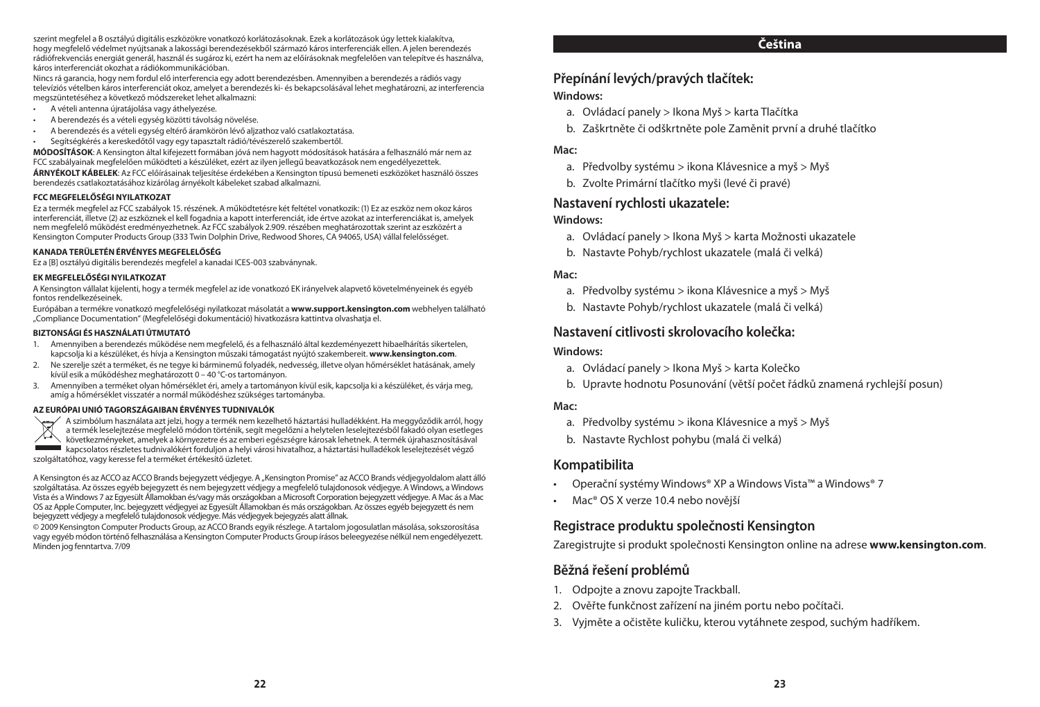szerint megfelel a B osztályú digitális eszközökre vonatkozó korlátozásoknak. Ezek a korlátozások úgy lettek kialakítva, hogy megfelelő védelmet nyújtsanak a lakossági berendezésekből származó káros interferenciák ellen. A jelen berendezés rádiófrekvenciás energiát generál, használ és sugároz ki, ezért ha nem az előírásoknak megfelelően van telepítve és használva, káros interferenciát okozhat a rádiókommunikációban.

Nincs rá garancia, hogy nem fordul elő interferencia egy adott berendezésben. Amennyiben a berendezés a rádiós vagy televíziós vételben káros interferenciát okoz, amelyet a berendezés ki- és bekapcsolásával lehet meghatározni, az interferencia megszüntetéséhez a következő módszereket lehet alkalmazni:

- A vételi antenna újratájolása vagy áthelyezése.
- A berendezés és a vételi egység közötti távolság növelése.
- A berendezés és a vételi egység eltérő áramkörön lévő aljzathoz való csatlakoztatása.
- Segítségkérés a kereskedőtől vagy egy tapasztalt rádió/tévészerelő szakembertől.

**MÓDOSÍTÁSOK**: A Kensington által kifejezett formában jóvá nem hagyott módosítások hatására a felhasználó már nem az FCC szabályainak megfelelően működteti a készüléket, ezért az ilyen jellegű beavatkozások nem engedélyezettek.

**ÁRNYÉKOLT KÁBELEK**: Az FCC előírásainak teljesítése érdekében a Kensington típusú bemeneti eszközöket használó összes berendezés csatlakoztatásához kizárólag árnyékolt kábeleket szabad alkalmazni.

**FCC MEGFELELŐSÉGI NYILATKOZAT**

Ez a termék megfelel az FCC szabályok 15. részének. A működtetésre két feltétel vonatkozik: (1) Ez az eszköz nem okoz káros interferenciát, illetve (2) az eszköznek el kell fogadnia a kapott interferenciát, ide értve azokat az interferenciákat is, amelyek nem megfelelő működést eredményezhetnek. Az FCC szabályok 2.909. részében meghatározottak szerint az eszközért a Kensington Computer Products Group (333 Twin Dolphin Drive, Redwood Shores, CA 94065, USA) vállal felelősséget.

**KANADA TERÜLETÉN ÉRVÉNYES MEGFELELŐSÉG**

Ez a [B] osztályú digitális berendezés megfelel a kanadai ICES-003 szabványnak.

**EK MEGFELELŐSÉGI NYILATKOZAT**

A Kensington vállalat kijelenti, hogy a termék megfelel az ide vonatkozó EK irányelvek alapvető követelményeinek és egyéb fontos rendelkezéseinek.

Európában a termékre vonatkozó megfelelőségi nyilatkozat másolatát a **www.support.kensington.com** webhelyen található „Compliance Documentation" (Megfelelőségi dokumentáció) hivatkozásra kattintva olvashatja el.

**BIZTONSÁGI ÉS HASZNÁLATI ÚTMUTATÓ**

1. Amennyiben a berendezés működése nem megfelelő, és a felhasználó által kezdeményezett hibaelhárítás sikertelen, kapcsolja ki a készüléket, és hívja a Kensington műszaki támogatást nyújtó szakembereit. **www.kensington.com**.
2. Ne szerelje szét a terméket, és ne tegye ki bárminemű folyadék, nedvesség, illetve olyan hőmérséklet hatásának, amely kívül esik a működéshez meghatározott 0 – 40 °C-os tartományon.
3. Amennyiben a terméket olyan hőmérséklet éri, amely a tartományon kívül esik, kapcsolja ki a készüléket, és várja meg, amíg a hőmérséklet visszatér a normál működéshez szükséges tartományba.

**AZ EURÓPAI UNIÓ TAGORSZÁGAIBAN ÉRVÉNYES TUDNIVALÓK**

A szimbólum használata azt jelzi, hogy a termék nem kezelhető háztartási hulladékként. Ha meggyőződik arról, hogy a termék leselejtezése megfelelő módon történik, segít megelőzni a helytelen leselejtezésből fakadó olyan esetleges következményeket, amelyek a környezetre és az emberi egészségre károsak lehetnek. A termék újrahasznosításával kapcsolatos részletes tudnivalókért forduljon a helyi városi hivatalhoz, a háztartási hulladékok leselejtezését végző szolgáltatóhoz, vagy keresse fel a terméket értékesítő üzletet.

A Kensington és az ACCO az ACCO Brands bejegyzett védjegye. A „Kensington Promise" az ACCO Brands védjegyoldalom alatt álló szolgáltatása. Az összes egyéb bejegyzett és nem bejegyzett védjegy a megfelelő tulajdonosok védjegye. A Windows, a Windows Vista és a Windows 7 az Egyesült Államokban és/vagy más országokban a Microsoft Corporation bejegyzett védjegye. A Mac és a Mac OS az Apple Computer, Inc. bejegyzett védjegyei az Egyesült Államokban és más országokban. Az összes egyéb bejegyzett és nem bejegyzett védjegy a megfelelő tulajdonosok védjegye. Más védjegyek bejegyzés alatt állnak.

© 2009 Kensington Computer Products Group, az ACCO Brands egyik részlege. A tartalom jogosulatlan másolása, sokszorosítása vagy egyéb módon történő felhasználása a Kensington Computer Products Group írásos beleegyezése nélkül nem engedélyezett. Minden jog fenntartva. 7/09

## Čeština

### Přepínání levých/pravých tlačítek:

**Windows:**

a. Ovládací panely > Ikona Myš > karta Tlačítka
b. Zaškrtněte či odškrtněte pole Zaměnit první a druhé tlačítko

**Mac:**

a. Předvolby systému > ikona Klávesnice a myš > Myš
b. Zvolte Primární tlačítko myši (levé či pravé)

### Nastavení rychlosti ukazatele:

**Windows:**

a. Ovládací panely > Ikona Myš > karta Možnosti ukazatele
b. Nastavte Pohyb/rychlost ukazatele (malá či velká)

**Mac:**

a. Předvolby systému > ikona Klávesnice a myš > Myš
b. Nastavte Pohyb/rychlost ukazatele (malá či velká)

### Nastavení citlivosti skrolovacího kolečka:

**Windows:**

a. Ovládací panely > Ikona Myš > karta Kolečko
b. Upravte hodnotu Posunování (větší počet řádků znamená rychlejší posun)

**Mac:**

a. Předvolby systému > ikona Klávesnice a myš > Myš
b. Nastavte Rychlost pohybu (malá či velká)

### Kompatibilita

- Operační systémy Windows® XP a Windows Vista™ a Windows® 7
- Mac® OS X verze 10.4 nebo novější

### Registrace produktu společnosti Kensington

Zaregistrujte si produkt společnosti Kensington online na adrese **www.kensington.com**.

### Běžná řešení problémů

1. Odpojte a znovu zapojte Trackball.
2. Ověřte funkčnost zařízení na jiném portu nebo počítači.
3. Vyjměte a očistěte kuličku, kterou vytáhnete zespod, suchým hadříkem.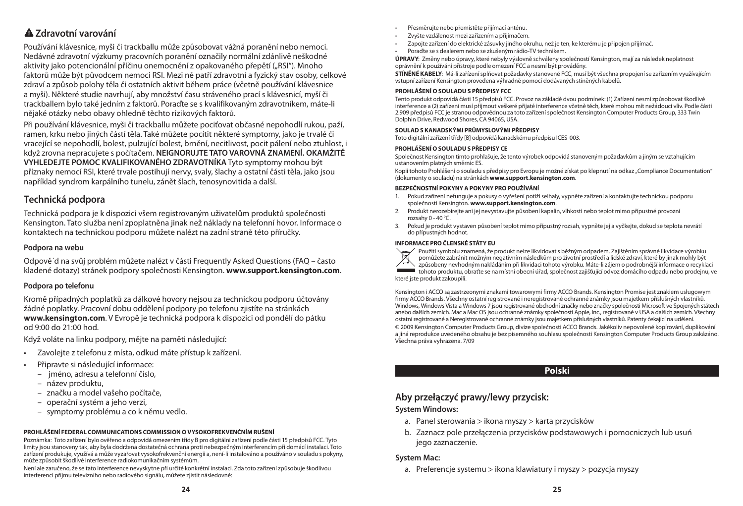## ⚠ Zdravotní varování

Používání klávesnice, myši či trackballu může způsobovat vážná poranění nebo nemoci. Nedávné zdravotní výzkumy pracovních poranění označily normální zdánlivě neškodné aktivity jako potencionální příčinu onemocnění z opakovaného přepětí („RSI"). Mnoho faktorů může být původcem nemoci RSI. Mezi ně patří zdravotní a fyzický stav osoby, celkové zdraví a způsob polohy těla či ostatních aktivit během práce (včetně používání klávesnice a myši). Některé studie navrhují, aby množství času stráveného prací s klávesnicí, myší či trackballem bylo také jedním z faktorů. Poraďte se s kvalifikovaným zdravotníkem, máte-li nějaké otázky nebo obavy ohledně těchto rizikových faktorů.

Při používání klávesnice, myši či trackballu můžete pociťovat občasné nepohodlí rukou, paží, ramen, krku nebo jiných částí těla. Také můžete pocítit některé symptomy, jako je trvalé či vracející se nepohodlí, bolest, pulzující bolest, brnění, necitlivost, pocit pálení nebo ztuhlost, i když zrovna nepracujete s počítačem. **NEIGNORUJTE TATO VAROVNÁ ZNAMENÍ. OKAMŽITĚ VYHLEDEJTE POMOC KVALIFIKOVANÉHO ZDRAVOTNÍKA** Tyto symptomy mohou být příznaky nemocí RSI, které trvale postihují nervy, svaly, šlachy a ostatní části těla, jako jsou například syndrom karpálního tunelu, zánět šlach, tenosynovitida a další.

## Technická podpora

Technická podpora je k dispozici všem registrovaným uživatelům produktů společnosti Kensington. Tato služba není zpoplatněna jinak než náklady na telefonní hovor. Informace o kontaktech na technickou podporu můžete nalézt na zadní straně této příručky.

### Podpora na webu

Odpově´d na svůj problém můžete nalézt v části Frequently Asked Questions (FAQ – často kladené dotazy) stránek podpory společnosti Kensington. **www.support.kensington.com**.

### Podpora po telefonu

Kromě případných poplatků za dálkové hovory nejsou za technickou podporu účtovány žádné poplatky. Pracovní dobu oddělení podpory po telefonu zjistíte na stránkách **www.kensington.com**. V Evropě je technická podpora k dispozici od pondělí do pátku od 9:00 do 21:00 hod.

Když voláte na linku podpory, mějte na paměti následující:

- Zavolejte z telefonu z místa, odkud máte přístup k zařízení.
- Připravte si následující informace:
  - jméno, adresu a telefonní číslo,
  - název produktu,
  - značku a model vašeho počítače,
  - operační systém a jeho verzi,
  - symptomy problému a co k němu vedlo.

**PROHLÁŠENÍ FEDERAL COMMUNICATIONS COMMISSION O VYSOKOFREKVENČNÍM RUŠENÍ**

Poznámka: Toto zařízení bylo ověřeno a odpovídá omezením třídy B pro digitální zařízení podle části 15 předpisů FCC. Tyto limity jsou stanoveny tak, aby byla dodržena dostatečná ochrana proti nebezpečným interferencím při domácí instalaci. Toto zařízení produkuje, využívá a může vyzařovat vysokofrekvenční energii a, není-li instalováno a používáno v souladu s pokyny, může způsobit škodlivé interference radiokomunikačním systémům.

Není ale zaručeno, že se tato interference nevyskytne při určité konkrétní instalaci. Zda toto zařízení způsobuje škodlivou interferenci příjmu televizního nebo radiového signálu, můžete zjistit následovně:

- Přesměrujte nebo přemístěte přijímací anténu.
- Zvyšte vzdálenost mezi zařízením a přijímačem.
- Zapojte zařízení do elektrické zásuvky jiného okruhu, než je ten, ke kterému je připojen přijímač.
- Poraďte se s dealerem nebo se zkušeným rádio-TV technikem.

**ÚPRAVY**: Změny nebo úpravy, které nebyly výslovně schváleny společností Kensington, mají za následek neplatnost oprávnění k používání přístroje podle omezení FCC a nesmí být prováděny.

**STÍNĚNÉ KABELY**: Má-li zařízení splňovat požadavky stanovené FCC, musí být všechna propojení se zařízením využívajícím vstupní zařízení Kensington provedena výhradně pomocí dodávaných stíněných kabelů.

**PROHLÁŠENÍ O SOULADU S PŘEDPISY FCC**

Tento produkt odpovídá části 15 předpisů FCC. Provoz na základě dvou podmínek: (1) Zařízení nesmí způsobovat škodlivé interference a (2) zařízení musí přijmout veškeré přijaté interference včetně těch, které mohou mít nežádoucí vliv. Podle části 2.909 předpisů FCC je stranou odpovědnou za toto zařízení společnost Kensington Computer Products Group, 333 Twin Dolphin Drive, Redwood Shores, CA 94065, USA.

**SOULAD S KANADSKÝMI PRŮMYSLOVÝMI PŘEDPISY**

Toto digitální zařízení třídy [B] odpovídá kanadskému předpisu ICES-003.

**PROHLÁŠENÍ O SOULADU S PŘEDPISY CE**

Společnost Kensington tímto prohlašuje, že tento výrobek odpovídá stanoveným požadavkům a jiným se vztahujícím ustanovením platných směrnic ES.

Kopii tohoto Prohlášení o souladu s předpisy pro Evropu je možné získat po klepnutí na odkaz „Compliance Documentation" (dokumenty o souladu) na stránkách **www.support.kensington.com**.

**BEZPEČNOSTNÍ POKYNY A POKYNY PRO POUŽÍVÁNÍ**

1. Pokud zařízení nefunguje a pokusy o vyřešení potíží selhaly, vypněte zařízení a kontaktujte technickou podporu společnosti Kensington. **www.support.kensington.com**.
2. Produkt nerozebírejte ani jej nevystavujte působení kapalin, vlhkosti nebo teplot mimo přípustné provozní rozsahy 0 - 40 °C.
3. Pokud je produkt vystaven působení teplot mimo přípustný rozsah, vypněte jej a vyčkejte, dokud se teplota nevrátí do přípustných hodnot.

**INFORMACE PRO ČLENSKÉ STÁTY EU**

Použití symbolu znamená, že produkt nelze likvidovat s běžným odpadem. Zajištěním správné likvidace výrobku pomůžete zabránit možným negativním následkům pro životní prostředí a lidské zdraví, které by jinak mohly být způsobeny nevhodným nakládáním při likvidaci tohoto výrobku. Máte-li zájem o podrobnější informace o recyklaci tohoto produktu, obraťte se na místní obecní úřad, společnost zajišťující odvoz domácího odpadu nebo prodejnu, ve které jste produkt zakoupili.

Kensington i ACCO są zastrzeonymi znakami towarowymi firmy ACCO Brands. Kensington Promise jest znakiem usługowym firmy ACCO Brands. Všechny ostatní registrované i neregistrované ochranné známky jsou majetkem příslušných vlastníků. Windows, Windows Vista a Windows 7 jsou registrované obchodní značky nebo značky společnosti Microsoft ve Spojených státech anebo dalších zemích. Mac a Mac OS jsou ochranné známky společnosti Apple, Inc., registrované v USA a dalších zemích. Všechny ostatní registrované a Neregistrované ochranné známky jsou majetkem příslušných vlastníků. Patenty čekající na udělení.

© 2009 Kensington Computer Products Group, divize společnosti ACCO Brands. Jakékoliv nepovolené kopírování, duplikování a jiná reprodukce uvedeného obsahu je bez písemného souhlasu společnosti Kensington Computer Products Group zakázáno. Všechna práva vyhrazena. 7/09

# Polski

## Aby przełączyć prawy/lewy przycisk:

**System Windows:**

a. Panel sterowania > ikona myszy > karta przycisków

b. Zaznacz pole przełączenia przycisków podstawowych i pomocniczych lub usuń jego zaznaczenie.

**System Mac:**

a. Preferencje systemu > ikona klawiatury i myszy > pozycja myszy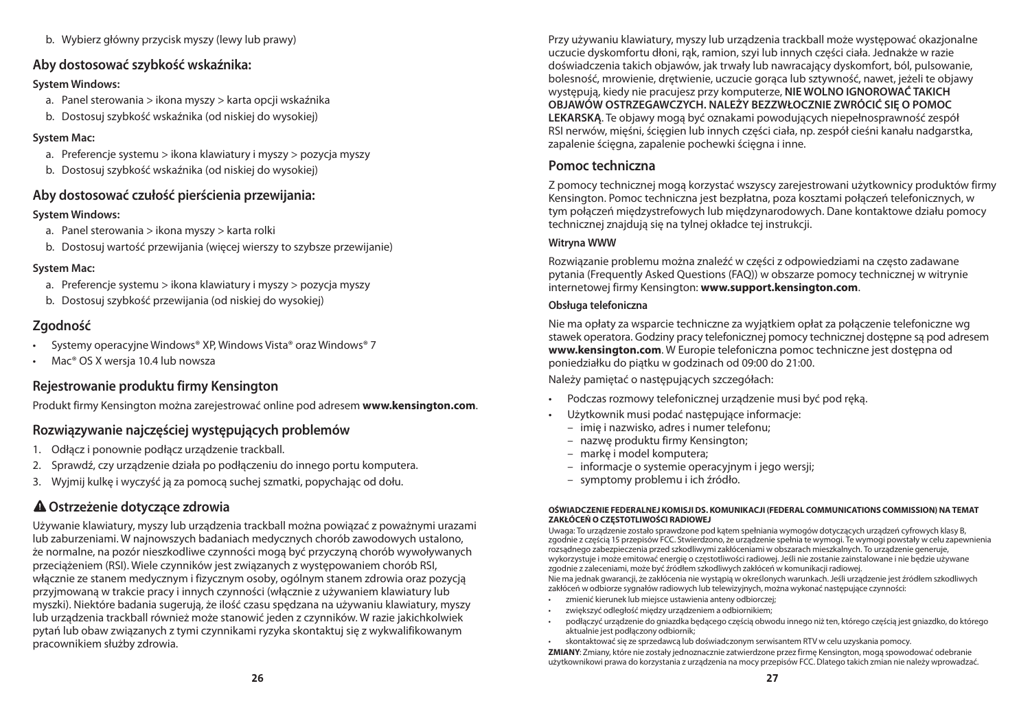b. Wybierz główny przycisk myszy (lewy lub prawy)

## Aby dostosować szybkość wskaźnika:

**System Windows:**

a. Panel sterowania > ikona myszy > karta opcji wskaźnika
b. Dostosuj szybkość wskaźnika (od niskiej do wysokiej)

**System Mac:**

a. Preferencje systemu > ikona klawiatury i myszy > pozycja myszy
b. Dostosuj szybkość wskaźnika (od niskiej do wysokiej)

## Aby dostosować czułość pierścienia przewijania:

**System Windows:**

a. Panel sterowania > ikona myszy > karta rolki
b. Dostosuj wartość przewijania (więcej wierszy to szybsze przewijanie)

**System Mac:**

a. Preferencje systemu > ikona klawiatury i myszy > pozycja myszy
b. Dostosuj szybkość przewijania (od niskiej do wysokiej)

## Zgodność

- Systemy operacyjne Windows® XP, Windows Vista® oraz Windows® 7
- Mac® OS X wersja 10.4 lub nowsza

## Rejestrowanie produktu firmy Kensington

Produkt firmy Kensington można zarejestrować online pod adresem **www.kensington.com**.

## Rozwiązywanie najczęściej występujących problemów

1. Odłącz i ponownie podłącz urządzenie trackball.
2. Sprawdź, czy urządzenie działa po podłączeniu do innego portu komputera.
3. Wyjmij kulkę i wyczyść ją za pomocą suchej szmatki, popychając od dołu.

## ⚠ Ostrzeżenie dotyczące zdrowia

Używanie klawiatury, myszy lub urządzenia trackball można powiązać z poważnymi urazami lub zaburzeniami. W najnowszych badaniach medycznych chorób zawodowych ustalono, że normalne, na pozór nieszkodliwe czynności mogą być przyczyną chorób wywoływanych przeciążeniem (RSI). Wiele czynników jest związanych z występowaniem chorób RSI, włącznie ze stanem medycznym i fizycznym osoby, ogólnym stanem zdrowia oraz pozycją przyjmowaną w trakcie pracy i innych czynności (włącznie z używaniem klawiatury lub myszki). Niektóre badania sugerują, że ilość czasu spędzana na używaniu klawiatury, myszy lub urządzenia trackball również może stanowić jeden z czynników. W razie jakichkolwiek pytań lub obaw związanych z tymi czynnikami ryzyka skontaktuj się z wykwalifikowanym pracownikiem służby zdrowia.

Przy używaniu klawiatury, myszy lub urządzenia trackball może występować okazjonalne uczucie dyskomfortu dłoni, rąk, ramion, szyi lub innych części ciała. Jednakże w razie doświadczenia takich objawów, jak trwały lub nawracający dyskomfort, ból, pulsowanie, bolesność, mrowienie, drętwienie, uczucie gorąca lub sztywność, nawet, jeżeli te objawy występują, kiedy nie pracujesz przy komputerze, **NIE WOLNO IGNOROWAĆ TAKICH OBJAWÓW OSTRZEGAWCZYCH. NALEŻY BEZZWŁOCZNIE ZWRÓCIĆ SIĘ O POMOC LEKARSKĄ**. Te objawy mogą być oznakami powodujących niepełnosprawność zespół RSI nerwów, mięśni, ścięgien lub innych części ciała, np. zespół cieśni kanału nadgarstka, zapalenie ścięgna, zapalenie pochewki ścięgna i inne.

## Pomoc techniczna

Z pomocy technicznej mogą korzystać wszyscy zarejestrowani użytkownicy produktów firmy Kensington. Pomoc techniczna jest bezpłatna, poza kosztami połączeń telefonicznych, w tym połączeń międzystrefowych lub międzynarodowych. Dane kontaktowe działu pomocy technicznej znajdują się na tylnej okładce tej instrukcji.

**Witryna WWW**

Rozwiązanie problemu można znaleźć w części z odpowiedziami na często zadawane pytania (Frequently Asked Questions (FAQ)) w obszarze pomocy technicznej w witrynie internetowej firmy Kensington: **www.support.kensington.com**.

**Obsługa telefoniczna**

Nie ma opłaty za wsparcie techniczne za wyjątkiem opłat za połączenie telefoniczne wg stawek operatora. Godziny pracy telefonicznej pomocy technicznej dostępne są pod adresem **www.kensington.com**. W Europie telefoniczna pomoc techniczne jest dostępna od poniedziałku do piątku w godzinach od 09:00 do 21:00.

Należy pamiętać o następujących szczegółach:

- Podczas rozmowy telefonicznej urządzenie musi być pod ręką.
- Użytkownik musi podać następujące informacje:
  - imię i nazwisko, adres i numer telefonu;
  - nazwę produktu firmy Kensington;
  - markę i model komputera;
  - informacje o systemie operacyjnym i jego wersji;
  - symptomy problemu i ich źródło.

**OŚWIADCZENIE FEDERALNEJ KOMISJI DS. KOMUNIKACJI (FEDERAL COMMUNICATIONS COMMISSION) NA TEMAT ZAKŁÓCEŃ O CZĘSTOTLIWOŚCI RADIOWEJ**

Uwaga: To urządzenie zostało sprawdzone pod kątem spełniania wymogów dotyczących urządzeń cyfrowych klasy B, zgodnie z częścią 15 przepisów FCC. Stwierdzono, że urządzenie spełnia te wymogi. Te wymogi powstały w celu zapewnienia rozsądnego zabezpieczenia przed szkodliwymi zakłóceniami w obszarach mieszkalnych. To urządzenie generuje, wykorzystuje i może emitować energię o częstotliwości radiowej. Jeśli nie zostanie zainstalowane i nie będzie używane zgodnie z zaleceniami, może być źródłem szkodliwych zakłóceń w komunikacji radiowej.
Nie ma jednak gwarancji, że zakłócenia nie wystąpią w określonych warunkach. Jeśli urządzenie jest źródłem szkodliwych zakłóceń w odbiorze sygnałów radiowych lub telewizyjnych, można wykonać następujące czynności:

- zmienić kierunek lub miejsce ustawienia anteny odbiorczej;
- zwiększyć odległość między urządzeniem a odbiornikiem;
- podłączyć urządzenie do gniazdka będącego częścią obwodu innego niż ten, którego częścią jest gniazdko, do którego aktualnie jest podłączony odbiornik;
- skontaktować się ze sprzedawcą lub doświadczonym serwisantem RTV w celu uzyskania pomocy.

**ZMIANY**: Zmiany, które nie zostały jednoznacznie zatwierdzone przez firmę Kensington, mogą spowodować odebranie użytkownikowi prawa do korzystania z urządzenia na mocy przepisów FCC. Dlatego takich zmian nie należy wprowadzać.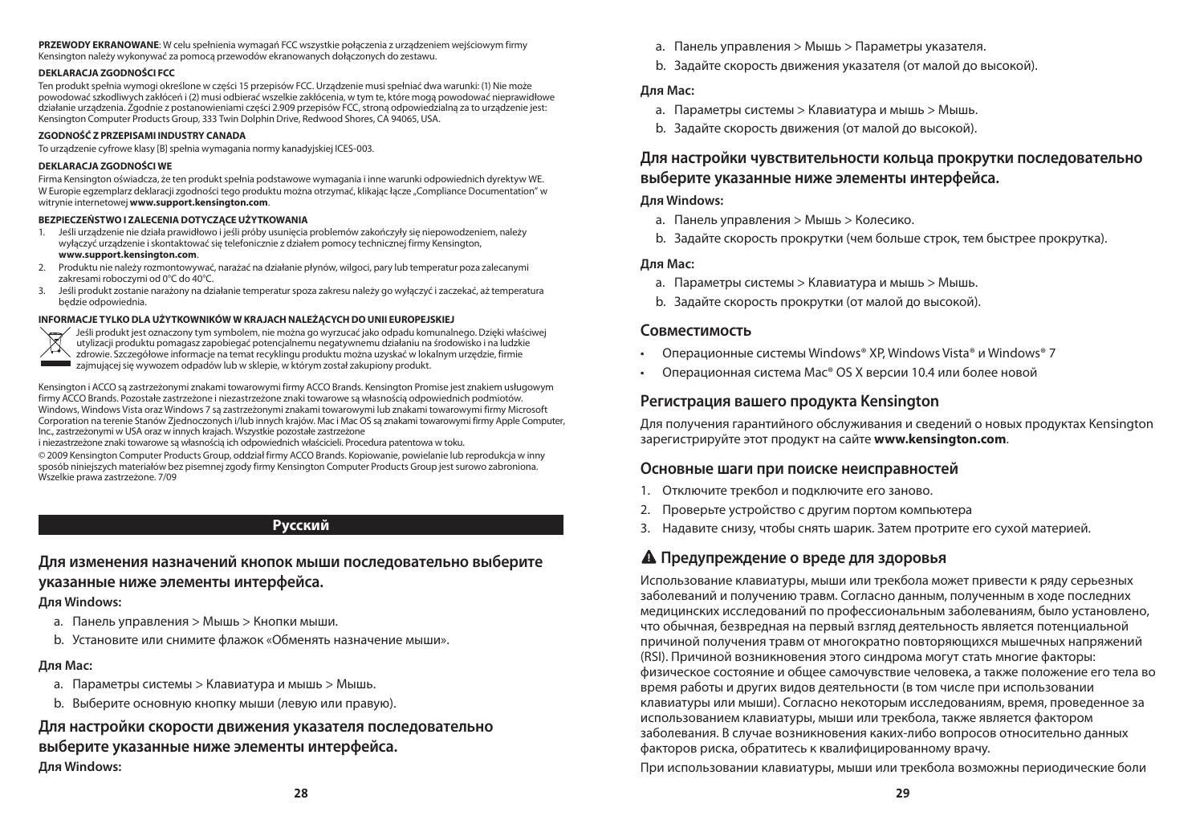**PRZEWODY EKRANOWANE**: W celu spełnienia wymagań FCC wszystkie połączenia z urządzeniem wejściowym firmy Kensington należy wykonywać za pomocą przewodów ekranowanych dołączonych do zestawu.

**DEKLARACJA ZGODNOŚCI FCC**

Ten produkt spełnia wymogi określone w części 15 przepisów FCC. Urządzenie musi spełniać dwa warunki: (1) Nie może powodować szkodliwych zakłóceń i (2) musi odbierać wszelkie zakłócenia, w tym te, które mogą powodować nieprawidłowe działanie urządzenia. Zgodnie z postanowieniami części 2.909 przepisów FCC, stroną odpowiedzialną za to urządzenie jest: Kensington Computer Products Group, 333 Twin Dolphin Drive, Redwood Shores, CA 94065, USA.

**ZGODNOŚĆ Z PRZEPISAMI INDUSTRY CANADA**

To urządzenie cyfrowe klasy [B] spełnia wymagania normy kanadyjskiej ICES-003.

**DEKLARACJA ZGODNOŚCI WE**

Firma Kensington oświadcza, że ten produkt spełnia podstawowe wymagania i inne warunki odpowiednich dyrektyw WE. W Europie egzemplarz deklaracji zgodności tego produktu można otrzymać, klikając łącze „Compliance Documentation" w witrynie internetowej **www.support.kensington.com**.

**BEZPIECZEŃSTWO I ZALECENIA DOTYCZĄCE UŻYTKOWANIA**

1. Jeśli urządzenie nie działa prawidłowo i jeśli próby usunięcia problemów zakończyły się niepowodzeniem, należy wyłączyć urządzenie i skontaktować się telefonicznie z działem pomocy technicznej firmy Kensington, **www.support.kensington.com**.
2. Produktu nie należy rozmontowywać, narażać na działanie płynów, wilgoci, pary lub temperatur poza zalecanymi zakresami roboczymi od 0°C do 40°C.
3. Jeśli produkt zostanie narażony na działanie temperatur spoza zakresu należy go wyłączyć i zaczekać, aż temperatura będzie odpowiednia.

**INFORMACJE TYLKO DLA UŻYTKOWNIKÓW W KRAJACH NALEŻĄCYCH DO UNII EUROPEJSKIEJ**

Jeśli produkt jest oznaczony tym symbolem, nie można go wyrzucać jako odpadu komunalnego. Dzięki właściwej utylizacji produktu pomagasz zapobiegać potencjalnemu negatywnemu działaniu na środowisko i na ludzkie zdrowie. Szczegółowe informacje na temat recyklingu produktu można uzyskać w lokalnym urzędzie, firmie zajmującej się wywozem odpadów lub w sklepie, w którym został zakupiony produkt.

Kensington i ACCO są zastrzeżonymi znakami towarowymi firmy ACCO Brands. Kensington Promise jest znakiem usługowym firmy ACCO Brands. Pozostałe zastrzeżone i niezastrzeżone znaki towarowe są własnością odpowiednich podmiotów. Windows, Windows Vista oraz Windows 7 są zastrzeżonymi znakami towarowymi lub znakami towarowymi firmy Microsoft Corporation na terenie Stanów Zjednoczonych i/lub innych krajów. Mac i Mac OS są znakami towarowymi firmy Apple Computer, Inc., zastrzeżonymi w USA oraz w innych krajach. Wszystkie pozostałe zastrzeżone i niezastrzeżone znaki towarowe są własnością ich odpowiednich właścicieli. Procedura patentowa w toku.

© 2009 Kensington Computer Products Group, oddział firmy ACCO Brands. Kopiowanie, powielanie lub reprodukcja w inny sposób niniejszych materiałów bez pisemnej zgody firmy Kensington Computer Products Group jest surowo zabroniona. Wszelkie prawa zastrzeżone. 7/09

# Русский

## Для изменения назначений кнопок мыши последовательно выберите указанные ниже элементы интерфейса.

**Для Windows:**

a. Панель управления > Мышь > Кнопки мыши.
b. Установите или снимите флажок «Обменять назначение мыши».

**Для Mac:**

a. Параметры системы > Клавиатура и мышь > Мышь.
b. Выберите основную кнопку мыши (левую или правую).

## Для настройки скорости движения указателя последовательно выберите указанные ниже элементы интерфейса.

**Для Windows:**

a. Панель управления > Мышь > Параметры указателя.
b. Задайте скорость движения указателя (от малой до высокой).

**Для Mac:**

a. Параметры системы > Клавиатура и мышь > Мышь.
b. Задайте скорость движения (от малой до высокой).

## Для настройки чувствительности кольца прокрутки последовательно выберите указанные ниже элементы интерфейса.

**Для Windows:**

a. Панель управления > Мышь > Колесико.
b. Задайте скорость прокрутки (чем больше строк, тем быстрее прокрутка).

**Для Mac:**

a. Параметры системы > Клавиатура и мышь > Мышь.
b. Задайте скорость прокрутки (от малой до высокой).

## Совместимость

- Операционные системы Windows® XP, Windows Vista® и Windows® 7
- Операционная система Mac® OS X версии 10.4 или более новой

## Регистрация вашего продукта Kensington

Для получения гарантийного обслуживания и сведений о новых продуктах Kensington зарегистрируйте этот продукт на сайте **www.kensington.com**.

## Основные шаги при поиске неисправностей

1. Отключите трекбол и подключите его заново.
2. Проверьте устройство с другим портом компьютера
3. Надавите снизу, чтобы снять шарик. Затем протрите его сухой материей.

## ⚠ Предупреждение о вреде для здоровья

Использование клавиатуры, мыши или трекбола может привести к ряду серьезных заболеваний и получению травм. Согласно данным, полученным в ходе последних медицинских исследований по профессиональным заболеваниям, было установлено, что обычная, безвредная на первый взгляд деятельность является потенциальной причиной получения травм от многократно повторяющихся мышечных напряжений (RSI). Причиной возникновения этого синдрома могут стать многие факторы: физическое состояние и общее самочувствие человека, а также положение его тела во время работы и других видов деятельности (в том числе при использовании клавиатуры или мыши). Согласно некоторым исследованиям, время, проведенное за использованием клавиатуры, мыши или трекбола, также является фактором заболевания. В случае возникновения каких-либо вопросов относительно данных факторов риска, обратитесь к квалифицированному врачу.

При использовании клавиатуры, мыши или трекбола возможны периодические боли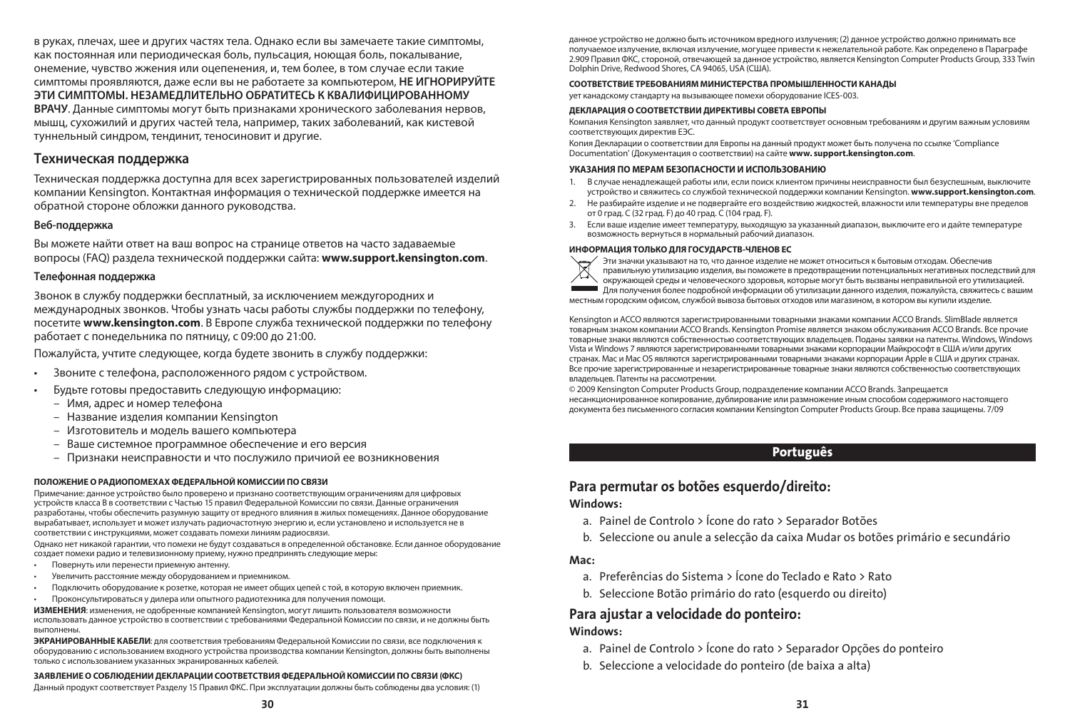в руках, плечах, шее и других частях тела. Однако если вы замечаете такие симптомы, как постоянная или периодическая боль, пульсация, ноющая боль, покалывание, онемение, чувство жжения или оцепенения, и, тем более, в том случае если такие симптомы проявляются, даже если вы не работаете за компьютером, **НЕ ИГНОРИРУЙТЕ ЭТИ СИМПТОМЫ. НЕЗАМЕДЛИТЕЛЬНО ОБРАТИТЕСЬ К КВАЛИФИЦИРОВАННОМУ ВРАЧУ**. Данные симптомы могут быть признаками хронического заболевания нервов, мышц, сухожилий и других частей тела, например, таких заболеваний, как кистевой туннельный синдром, тендинит, теносиновит и другие.

## Техническая поддержка

Техническая поддержка доступна для всех зарегистрированных пользователей изделий компании Kensington. Контактная информация о технической поддержке имеется на обратной стороне обложки данного руководства.

### Веб-поддержка

Вы можете найти ответ на ваш вопрос на странице ответов на часто задаваемые вопросы (FAQ) раздела технической поддержки сайта: **www.support.kensington.com**.

### Телефонная поддержка

Звонок в службу поддержки бесплатный, за исключением междугородних и международных звонков. Чтобы узнать часы работы службы поддержки по телефону, посетите **www.kensington.com**. В Европе служба технической поддержки по телефону работает с понедельника по пятницу, с 09:00 до 21:00.

Пожалуйста, учтите следующее, когда будете звонить в службу поддержки:

- Звоните с телефона, расположенного рядом с устройством.
- Будьте готовы предоставить следующую информацию:
  - Имя, адрес и номер телефона
  - Название изделия компании Kensington
  - Изготовитель и модель вашего компьютера
  - Ваше системное программное обеспечение и его версия
  - Признаки неисправности и что послужило причиной ее возникновения

**ПОЛОЖЕНИЕ О РАДИОПОМЕХАХ ФЕДЕРАЛЬНОЙ КОМИССИИ ПО СВЯЗИ**

Примечание: данное устройство было проверено и признано соответствующим ограничениям для цифровых устройств класса B в соответствии с Частью 15 правил Федеральной Комиссии по связи. Данные ограничения разработаны, чтобы обеспечить разумную защиту от вредного влияния в жилых помещениях. Данное оборудование вырабатывает, использует и может излучать радиочастотную энергию и, если установлено и используется не в соответствии с инструкциями, может создавать помехи линиям радиосвязи.

Однако нет никакой гарантии, что помехи не будут создаваться в определенной обстановке. Если данное оборудование создает помехи радио и телевизионному приему, нужно предпринять следующие меры:

- Повернуть или перенести приемную антенну.
- Увеличить расстояние между оборудованием и приемником.
- Подключить оборудование к розетке, которая не имеет общих цепей с той, в которую включен приемник.
- Проконсультироваться у дилера или опытного радиотехника для получения помощи.

**ИЗМЕНЕНИЯ**: изменения, не одобренные компанией Kensington, могут лишить пользователя возможности использовать данное устройство в соответствии с требованиями Федеральной Комиссии по связи, и не должны быть выполнены.

**ЭКРАНИРОВАННЫЕ КАБЕЛИ**: для соответствия требованиям Федеральной Комиссии по связи, все подключения к оборудованию с использованием входного устройства производства компании Kensington, должны быть выполнены только с использованием указанных экранированных кабелей.

**ЗАЯВЛЕНИЕ О СОБЛЮДЕНИИ ДЕКЛАРАЦИИ СООТВЕТСТВИЯ ФЕДЕРАЛЬНОЙ КОМИССИИ ПО СВЯЗИ (ФКС)**

Данный продукт соответствует Разделу 15 Правил ФКС. При эксплуатации должны быть соблюдены два условия: (1) данное устройство не должно быть источником вредного излучения; (2) данное устройство должно принимать все получаемое излучение, включая излучение, могущее привести к нежелательной работе. Как определено в Параграфе 2.909 Правил ФКС, стороной, отвечающей за данное устройство, является Kensington Computer Products Group, 333 Twin Dolphin Drive, Redwood Shores, CA 94065, USA (США).

**СООТВЕТСТВИЕ ТРЕБОВАНИЯМ МИНИСТЕРСТВА ПРОМЫШЛЕННОСТИ КАНАДЫ**

ует канадскому стандарту на вызывающее помехи оборудование ICES-003.

**ДЕКЛАРАЦИЯ О СООТВЕТСТВИИ ДИРЕКТИВЫ СОВЕТА ЕВРОПЫ**

Компания Kensington заявляет, что данный продукт соответствует основным требованиям и другим важным условиям соответствующих директив ЕЭС.

Копия Декларации о соответствии для Европы на данный продукт может быть получена по ссылке 'Compliance Documentation' (Документация о соответствии) на сайте **www. support.kensington.com**.

**УКАЗАНИЯ ПО МЕРАМ БЕЗОПАСНОСТИ И ИСПОЛЬЗОВАНИЮ**

1. В случае ненадлежащей работы или, если поиск клиентом причины неисправности был безуспешным, выключите устройство и свяжитесь со службой технической поддержки компании Kensington. **www.support.kensington.com**.
2. Не разбирайте изделие и не подвергайте его воздействию жидкостей, влажности или температуры вне пределов от 0 град. С (32 град. F) до 40 град. С (104 град. F).
3. Если ваше изделие имеет температуру, выходящую за указанный диапазон, выключите его и дайте температуре возможность вернуться в нормальный рабочий диапазон.

**ИНФОРМАЦИЯ ТОЛЬКО ДЛЯ ГОСУДАРСТВ-ЧЛЕНОВ ЕС**

Эти значки указывают на то, что данное изделие не может относиться к бытовым отходам. Обеспечив правильную утилизацию изделия, вы поможете в предотвращении потенциальных негативных последствий для окружающей среды и человеческого здоровья, которые могут быть вызваны неправильной его утилизацией. Для получения более подробной информации об утилизации данного изделия, пожалуйста, свяжитесь с вашим местным городским офисом, службой вывоза бытовых отходов или магазином, в котором вы купили изделие.

Kensington и ACCO являются зарегистрированными товарными знаками компании ACCO Brands. SlimBlade является товарным знаком компании ACCO Brands. Kensington Promise является знаком обслуживания ACCO Brands. Все прочие товарные знаки являются собственностью соответствующих владельцев. Поданы заявки на патенты. Windows, Windows Vista и Windows 7 являются зарегистрированными товарными знаками корпорации Майкрософт в США и/или других странах. Mac и Mac OS являются зарегистрированными товарными знаками корпорации Apple в США и других странах. Все прочие зарегистрированные и незарегистрированные товарные знаки являются собственностью соответствующих владельцев. Патенты на рассмотрении.

© 2009 Kensington Computer Products Group, подразделение компании ACCO Brands. Запрещается несанкционированное копирование, дублирование или размножение иным способом содержимого настоящего документа без письменного согласия компании Kensington Computer Products Group. Все права защищены. 7/09

# Português

## Para permutar os botões esquerdo/direito:

**Windows:**

a. Painel de Controlo > Ícone do rato > Separador Botões

b. Seleccione ou anule a selecção da caixa Mudar os botões primário e secundário

**Mac:**

a. Preferências do Sistema > Ícone do Teclado e Rato > Rato

b. Seleccione Botão primário do rato (esquerdo ou direito)

## Para ajustar a velocidade do ponteiro:

**Windows:**

a. Painel de Controlo > Ícone do rato > Separador Opções do ponteiro

b. Seleccione a velocidade do ponteiro (de baixa a alta)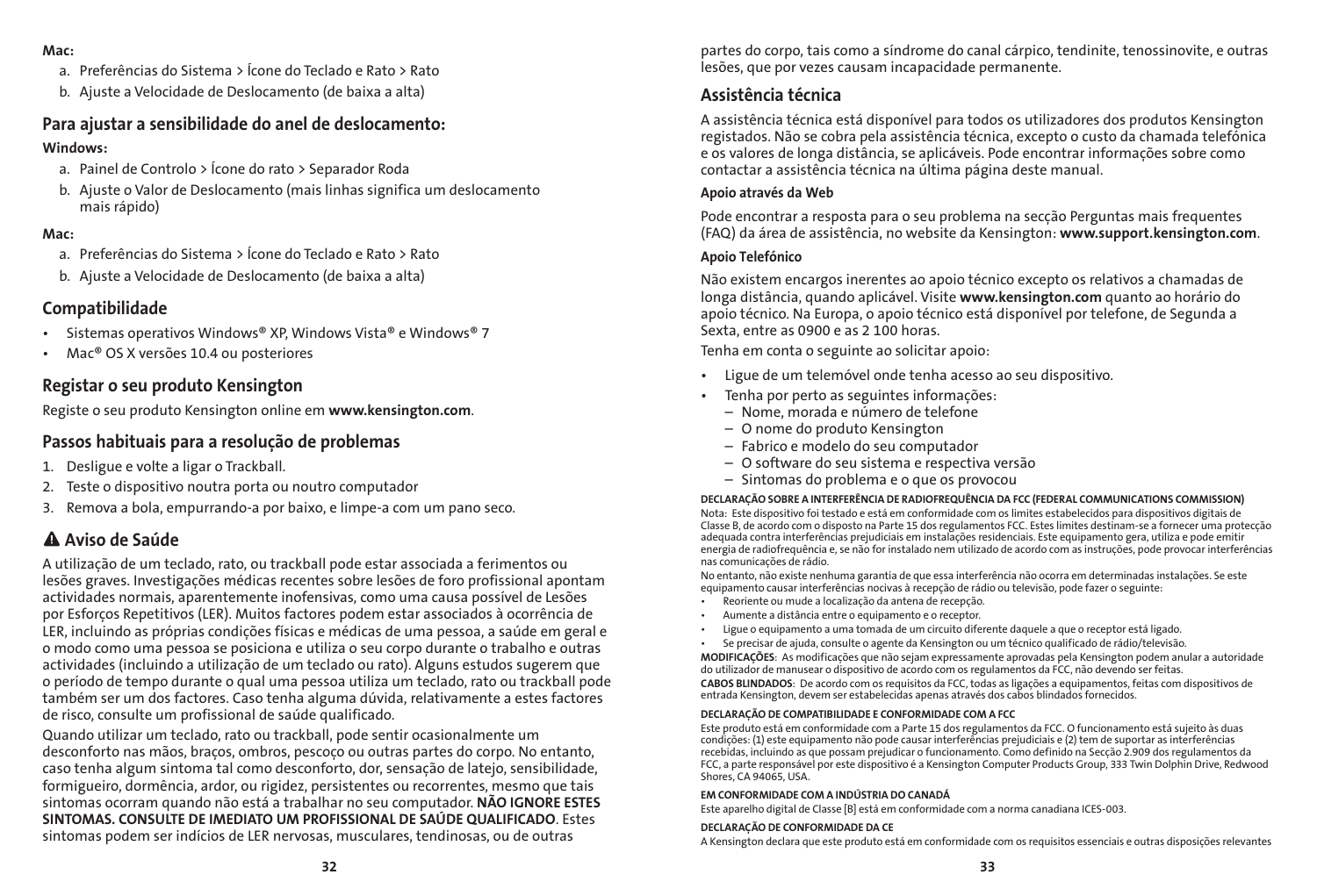**Mac:**

a. Preferências do Sistema > Ícone do Teclado e Rato > Rato

b. Ajuste a Velocidade de Deslocamento (de baixa a alta)

## Para ajustar a sensibilidade do anel de deslocamento:

**Windows:**

a. Painel de Controlo > Ícone do rato > Separador Roda

b. Ajuste o Valor de Deslocamento (mais linhas significa um deslocamento mais rápido)

**Mac:**

a. Preferências do Sistema > Ícone do Teclado e Rato > Rato

b. Ajuste a Velocidade de Deslocamento (de baixa a alta)

## Compatibilidade

- Sistemas operativos Windows® XP, Windows Vista® e Windows® 7
- Mac® OS X versões 10.4 ou posteriores

## Registar o seu produto Kensington

Registe o seu produto Kensington online em **www.kensington.com**.

## Passos habituais para a resolução de problemas

1. Desligue e volte a ligar o Trackball.
2. Teste o dispositivo noutra porta ou noutro computador
3. Remova a bola, empurrando-a por baixo, e limpe-a com um pano seco.

## ⚠ Aviso de Saúde

A utilização de um teclado, rato, ou trackball pode estar associada a ferimentos ou lesões graves. Investigações médicas recentes sobre lesões de foro profissional apontam actividades normais, aparentemente inofensivas, como uma causa possível de Lesões por Esforços Repetitivos (LER). Muitos factores podem estar associados à ocorrência de LER, incluindo as próprias condições físicas e médicas de uma pessoa, a saúde em geral e o modo como uma pessoa se posiciona e utiliza o seu corpo durante o trabalho e outras actividades (incluindo a utilização de um teclado ou rato). Alguns estudos sugerem que o período de tempo durante o qual uma pessoa utiliza um teclado, rato ou trackball pode também ser um dos factores. Caso tenha alguma dúvida, relativamente a estes factores de risco, consulte um profissional de saúde qualificado.

Quando utilizar um teclado, rato ou trackball, pode sentir ocasionalmente um desconforto nas mãos, braços, ombros, pescoço ou outras partes do corpo. No entanto, caso tenha algum sintoma tal como desconforto, dor, sensação de latejo, sensibilidade, formigueiro, dormência, ardor, ou rigidez, persistentes ou recorrentes, mesmo que tais sintomas ocorram quando não está a trabalhar no seu computador. **NÃO IGNORE ESTES SINTOMAS. CONSULTE DE IMEDIATO UM PROFISSIONAL DE SAÚDE QUALIFICADO**. Estes sintomas podem ser indícios de LER nervosas, musculares, tendinosas, ou de outras partes do corpo, tais como a síndrome do canal cárpico, tendinite, tenossinovite, e outras lesões, que por vezes causam incapacidade permanente.

## Assistência técnica

A assistência técnica está disponível para todos os utilizadores dos produtos Kensington registados. Não se cobra pela assistência técnica, excepto o custo da chamada telefónica e os valores de longa distância, se aplicáveis. Pode encontrar informações sobre como contactar a assistência técnica na última página deste manual.

**Apoio através da Web**

Pode encontrar a resposta para o seu problema na secção Perguntas mais frequentes (FAQ) da área de assistência, no website da Kensington: **www.support.kensington.com**.

**Apoio Telefónico**

Não existem encargos inerentes ao apoio técnico excepto os relativos a chamadas de longa distância, quando aplicável. Visite **www.kensington.com** quanto ao horário do apoio técnico. Na Europa, o apoio técnico está disponível por telefone, de Segunda a Sexta, entre as 0900 e as 2 100 horas.

Tenha em conta o seguinte ao solicitar apoio:

- Ligue de um telemóvel onde tenha acesso ao seu dispositivo.
- Tenha por perto as seguintes informações:
  - Nome, morada e número de telefone
  - O nome do produto Kensington
  - Fabrico e modelo do seu computador
  - O software do seu sistema e respectiva versão
  - Sintomas do problema e o que os provocou

**DECLARAÇÃO SOBRE A INTERFERÊNCIA DE RADIOFREQUÊNCIA DA FCC (FEDERAL COMMUNICATIONS COMMISSION)**

Nota: Este dispositivo foi testado e está em conformidade com os limites estabelecidos para dispositivos digitais de Classe B, de acordo com o disposto na Parte 15 dos regulamentos FCC. Estes limites destinam-se a fornecer uma protecção adequada contra interferências prejudiciais em instalações residenciais. Este equipamento gera, utiliza e pode emitir energia de radiofrequência e, se não for instalado nem utilizado de acordo com as instruções, pode provocar interferências nas comunicações de rádio.

No entanto, não existe nenhuma garantia de que essa interferência não ocorra em determinadas instalações. Se este equipamento causar interferências nocivas à recepção de rádio ou televisão, pode fazer o seguinte:

- Reoriente ou mude a localização da antena de recepção.
- Aumente a distância entre o equipamento e o receptor.
- Ligue o equipamento a uma tomada de um circuito diferente daquele a que o receptor está ligado.
- Se precisar de ajuda, consulte o agente da Kensington ou um técnico qualificado de rádio/televisão.

**MODIFICAÇÕES**: As modificações que não sejam expressamente aprovadas pela Kensington podem anular a autoridade do utilizador de manusear o dispositivo de acordo com os regulamentos da FCC, não devendo ser feitas.

**CABOS BLINDADOS**: De acordo com os requisitos da FCC, todas as ligações a equipamentos, feitas com dispositivos de entrada Kensington, devem ser estabelecidas apenas através dos cabos blindados fornecidos.

**DECLARAÇÃO DE COMPATIBILIDADE E CONFORMIDADE COM A FCC**

Este produto está em conformidade com a Parte 15 dos regulamentos da FCC. O funcionamento está sujeito às duas condições: (1) este equipamento não pode causar interferências prejudiciais e (2) tem de suportar as interferências recebidas, incluindo as que possam prejudicar o funcionamento. Como definido na Secção 2.909 dos regulamentos da FCC, a parte responsável por este dispositivo é a Kensington Computer Products Group, 333 Twin Dolphin Drive, Redwood Shores, CA 94065, USA.

**EM CONFORMIDADE COM A INDÚSTRIA DO CANADÁ**

Este aparelho digital de Classe [B] está em conformidade com a norma canadiana ICES-003.

**DECLARAÇÃO DE CONFORMIDADE DA CE**

A Kensington declara que este produto está em conformidade com os requisitos essenciais e outras disposições relevantes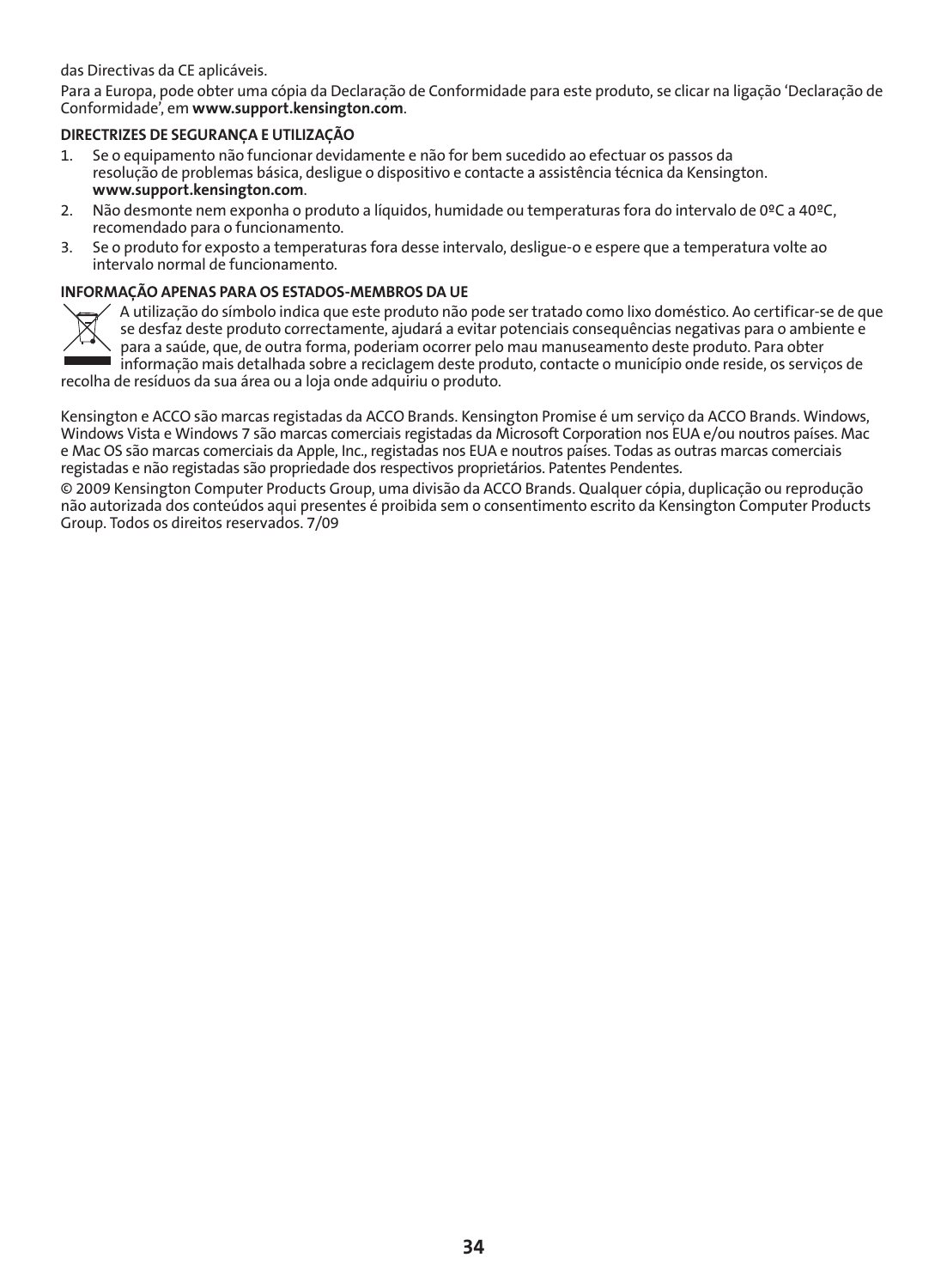das Directivas da CE aplicáveis.

Para a Europa, pode obter uma cópia da Declaração de Conformidade para este produto, se clicar na ligação 'Declaração de Conformidade', em **www.support.kensington.com**.

**DIRECTRIZES DE SEGURANÇA E UTILIZAÇÃO**

1. Se o equipamento não funcionar devidamente e não for bem sucedido ao efectuar os passos da resolução de problemas básica, desligue o dispositivo e contacte a assistência técnica da Kensington. **www.support.kensington.com**.
2. Não desmonte nem exponha o produto a líquidos, humidade ou temperaturas fora do intervalo de 0ºC a 40ºC, recomendado para o funcionamento.
3. Se o produto for exposto a temperaturas fora desse intervalo, desligue-o e espere que a temperatura volte ao intervalo normal de funcionamento.

**INFORMAÇÃO APENAS PARA OS ESTADOS-MEMBROS DA UE**

A utilização do símbolo indica que este produto não pode ser tratado como lixo doméstico. Ao certificar-se de que se desfaz deste produto correctamente, ajudará a evitar potenciais consequências negativas para o ambiente e para a saúde, que, de outra forma, poderiam ocorrer pelo mau manuseamento deste produto. Para obter informação mais detalhada sobre a reciclagem deste produto, contacte o município onde reside, os serviços de recolha de resíduos da sua área ou a loja onde adquiriu o produto.

Kensington e ACCO são marcas registadas da ACCO Brands. Kensington Promise é um serviço da ACCO Brands. Windows, Windows Vista e Windows 7 são marcas comerciais registadas da Microsoft Corporation nos EUA e/ou noutros países. Mac e Mac OS são marcas comerciais da Apple, Inc., registadas nos EUA e noutros países. Todas as outras marcas comerciais registadas e não registadas são propriedade dos respectivos proprietários. Patentes Pendentes.

© 2009 Kensington Computer Products Group, uma divisão da ACCO Brands. Qualquer cópia, duplicação ou reprodução não autorizada dos conteúdos aqui presentes é proibida sem o consentimento escrito da Kensington Computer Products Group. Todos os direitos reservados. 7/09